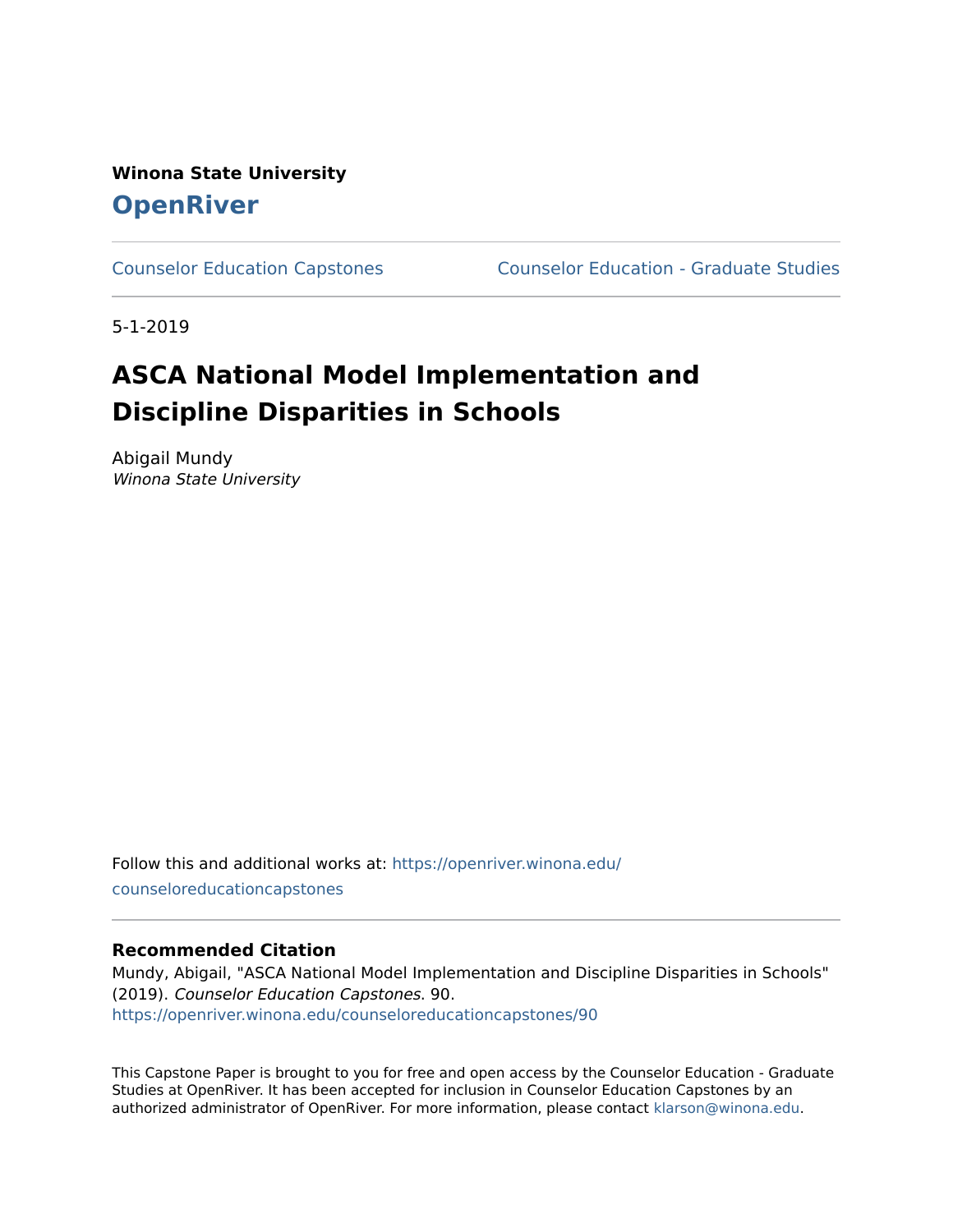**Winona State University**

# OpenRiver

Counselor Education Capstones | Counselor Education - Graduate Studies

5-1-2019

# ASCA National Model Implementation and Discipline Disparities in Schools

Abigail Mundy
*Winona State University*

Follow this and additional works at: https://openriver.winona.edu/counseloreducationcapstones

## Recommended Citation

Mundy, Abigail, "ASCA National Model Implementation and Discipline Disparities in Schools" (2019). *Counselor Education Capstones*. 90.
https://openriver.winona.edu/counseloreducationcapstones/90

This Capstone Paper is brought to you for free and open access by the Counselor Education - Graduate Studies at OpenRiver. It has been accepted for inclusion in Counselor Education Capstones by an authorized administrator of OpenRiver. For more information, please contact klarson@winona.edu.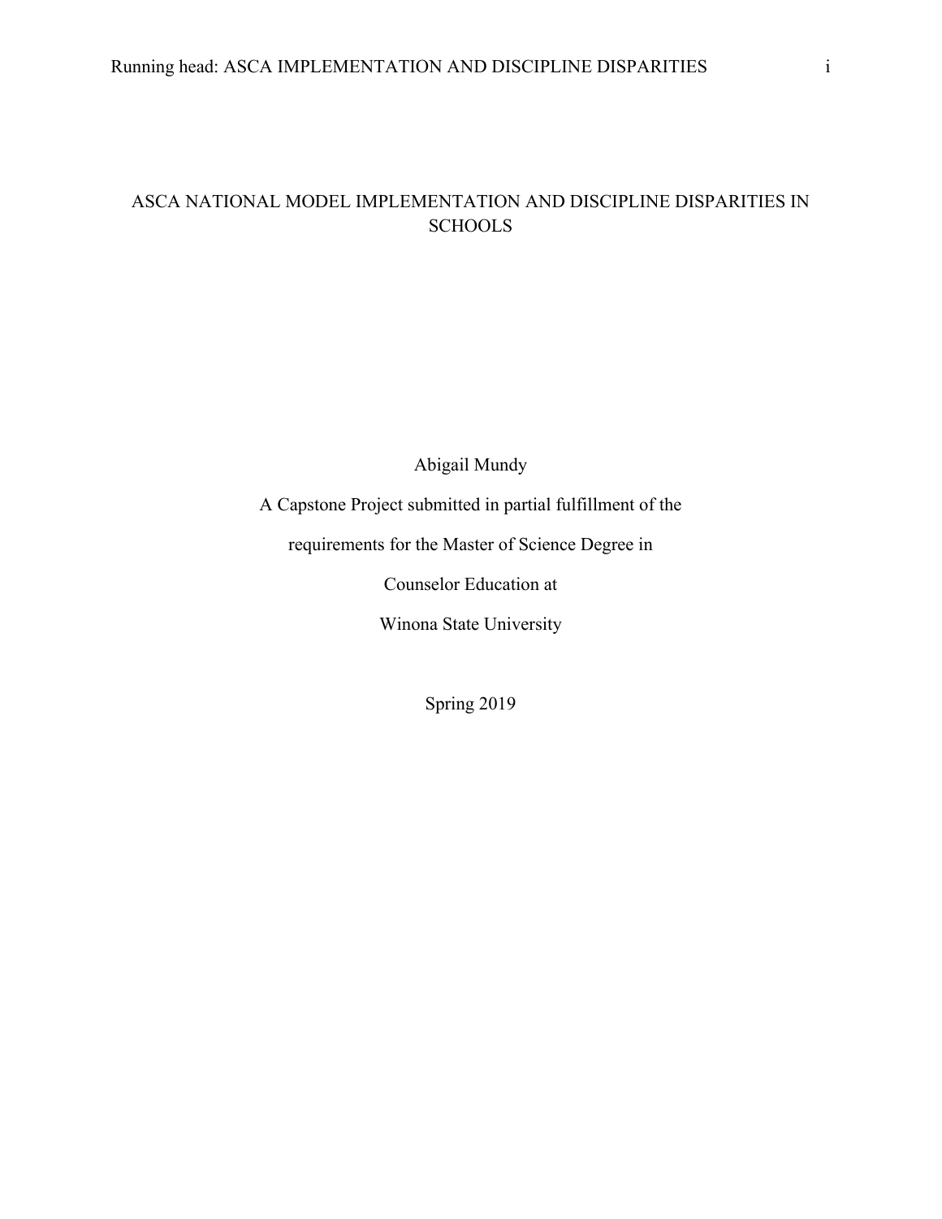# ASCA NATIONAL MODEL IMPLEMENTATION AND DISCIPLINE DISPARITIES IN SCHOOLS

Abigail Mundy

A Capstone Project submitted in partial fulfillment of the

requirements for the Master of Science Degree in

Counselor Education at

Winona State University

Spring 2019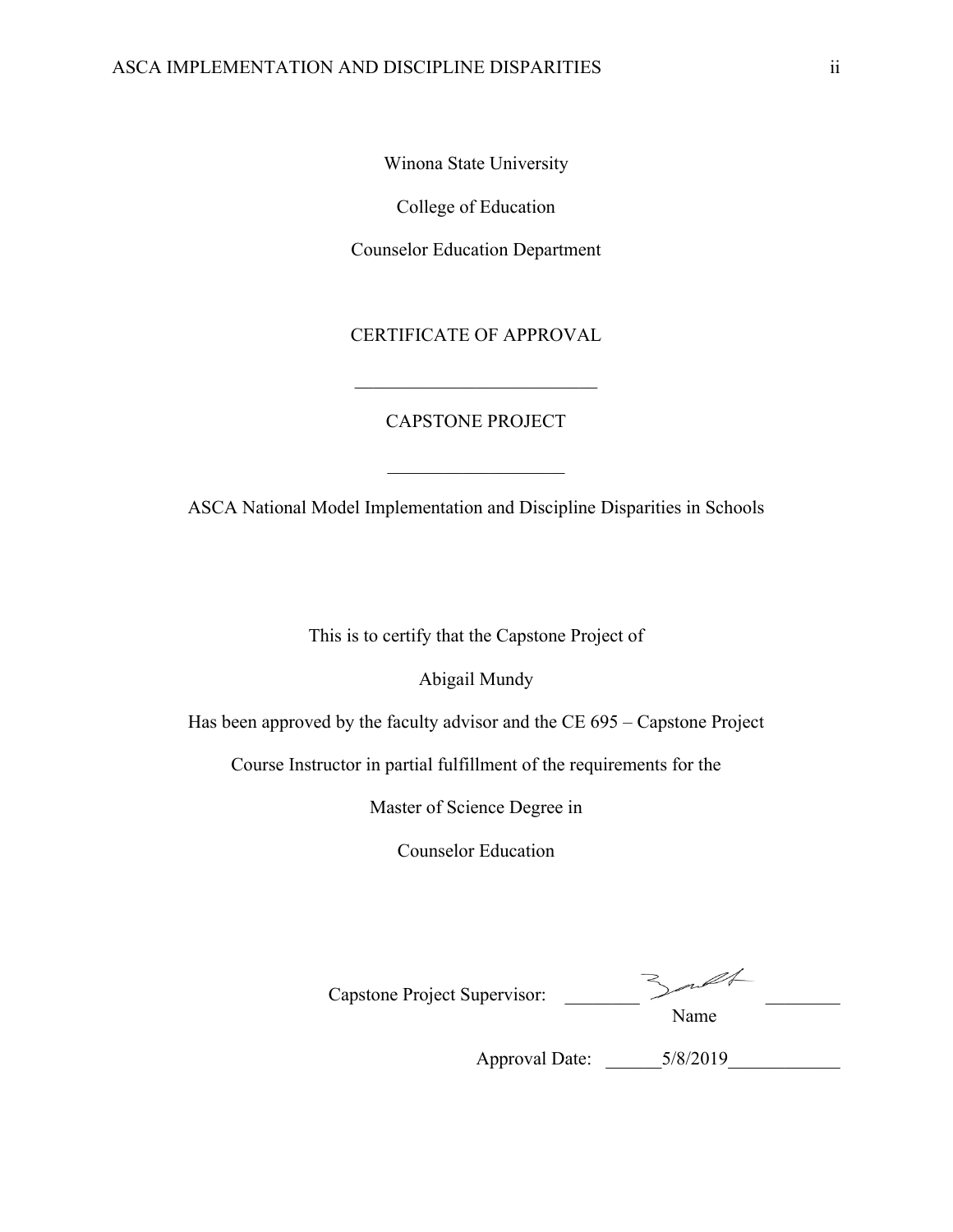Winona State University

College of Education

Counselor Education Department

CERTIFICATE OF APPROVAL

___________________________

CAPSTONE PROJECT

___________________

ASCA National Model Implementation and Discipline Disparities in Schools

This is to certify that the Capstone Project of

Abigail Mundy

Has been approved by the faculty advisor and the CE 695 – Capstone Project

Course Instructor in partial fulfillment of the requirements for the

Master of Science Degree in

Counselor Education

Capstone Project Supervisor: ________________________
Name

Approval Date: ______5/8/2019____________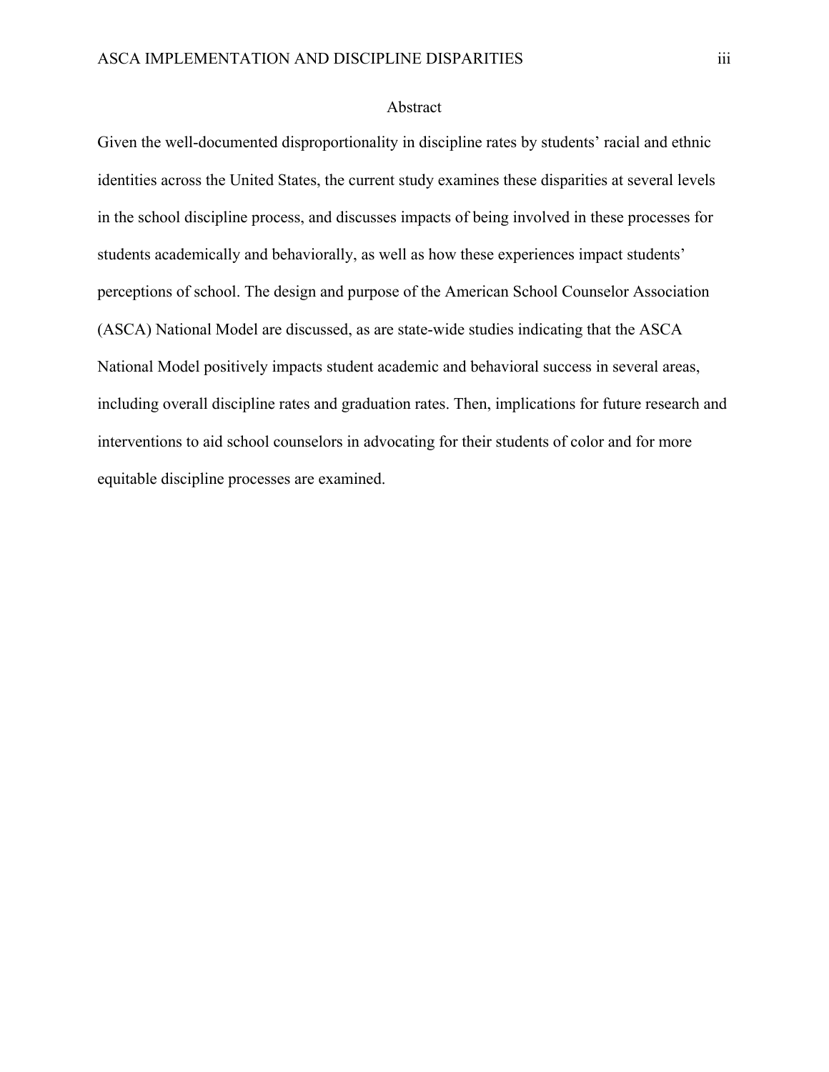# Abstract

Given the well-documented disproportionality in discipline rates by students' racial and ethnic identities across the United States, the current study examines these disparities at several levels in the school discipline process, and discusses impacts of being involved in these processes for students academically and behaviorally, as well as how these experiences impact students' perceptions of school. The design and purpose of the American School Counselor Association (ASCA) National Model are discussed, as are state-wide studies indicating that the ASCA National Model positively impacts student academic and behavioral success in several areas, including overall discipline rates and graduation rates. Then, implications for future research and interventions to aid school counselors in advocating for their students of color and for more equitable discipline processes are examined.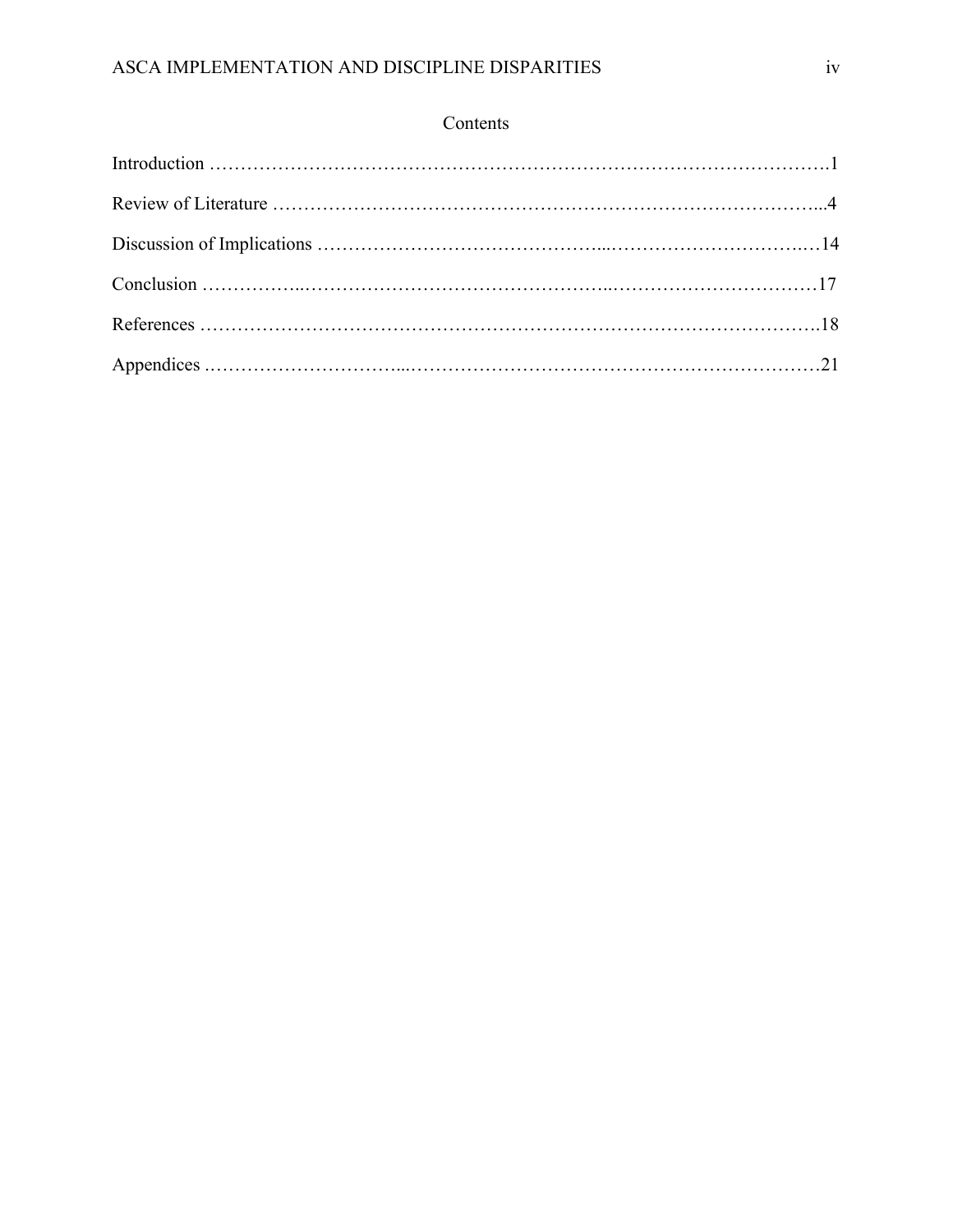## Contents

Introduction ……………………………………………………………………………………….1

Review of Literature ……………………………………………………………………………...4

Discussion of Implications ……………………………………...……………………………..…14

Conclusion ……………..…………………………………………..……………………………17

References ……………………………………………………………………………………….18

Appendices ..…………………………...……………………………………………………………21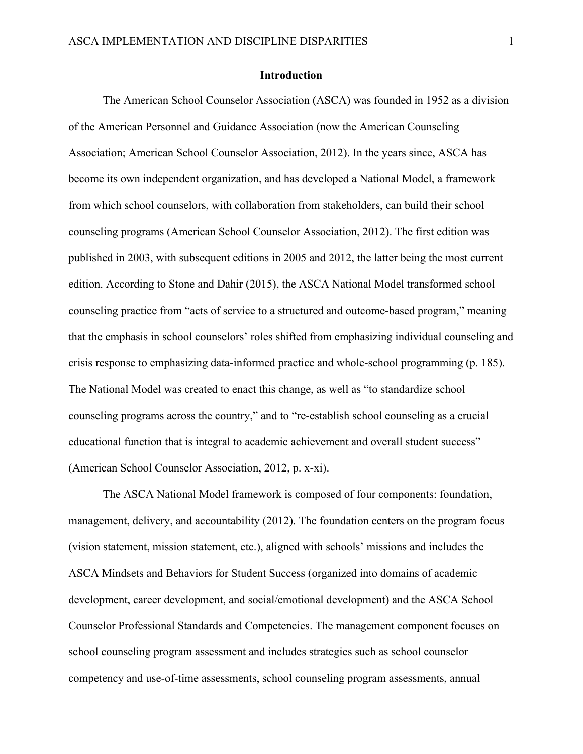## Introduction

The American School Counselor Association (ASCA) was founded in 1952 as a division of the American Personnel and Guidance Association (now the American Counseling Association; American School Counselor Association, 2012). In the years since, ASCA has become its own independent organization, and has developed a National Model, a framework from which school counselors, with collaboration from stakeholders, can build their school counseling programs (American School Counselor Association, 2012). The first edition was published in 2003, with subsequent editions in 2005 and 2012, the latter being the most current edition. According to Stone and Dahir (2015), the ASCA National Model transformed school counseling practice from "acts of service to a structured and outcome-based program," meaning that the emphasis in school counselors' roles shifted from emphasizing individual counseling and crisis response to emphasizing data-informed practice and whole-school programming (p. 185). The National Model was created to enact this change, as well as "to standardize school counseling programs across the country," and to "re-establish school counseling as a crucial educational function that is integral to academic achievement and overall student success" (American School Counselor Association, 2012, p. x-xi).

The ASCA National Model framework is composed of four components: foundation, management, delivery, and accountability (2012). The foundation centers on the program focus (vision statement, mission statement, etc.), aligned with schools' missions and includes the ASCA Mindsets and Behaviors for Student Success (organized into domains of academic development, career development, and social/emotional development) and the ASCA School Counselor Professional Standards and Competencies. The management component focuses on school counseling program assessment and includes strategies such as school counselor competency and use-of-time assessments, school counseling program assessments, annual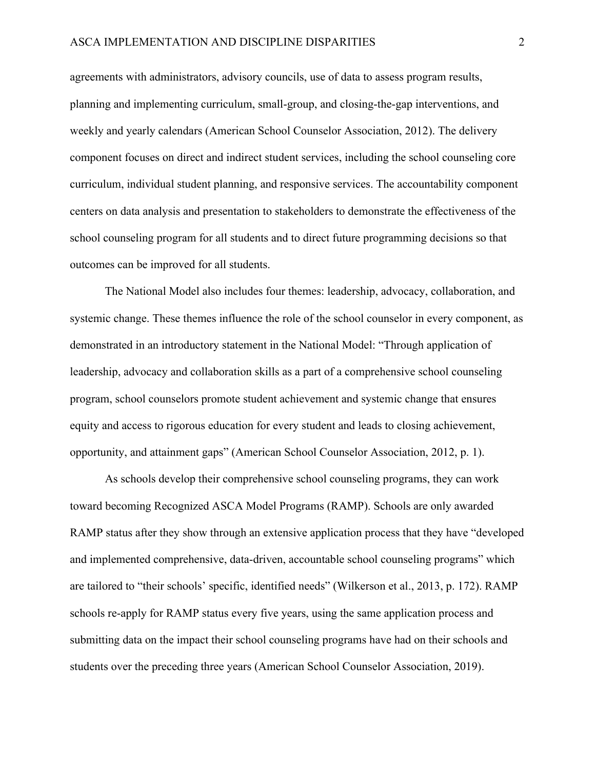agreements with administrators, advisory councils, use of data to assess program results, planning and implementing curriculum, small-group, and closing-the-gap interventions, and weekly and yearly calendars (American School Counselor Association, 2012). The delivery component focuses on direct and indirect student services, including the school counseling core curriculum, individual student planning, and responsive services. The accountability component centers on data analysis and presentation to stakeholders to demonstrate the effectiveness of the school counseling program for all students and to direct future programming decisions so that outcomes can be improved for all students.

The National Model also includes four themes: leadership, advocacy, collaboration, and systemic change. These themes influence the role of the school counselor in every component, as demonstrated in an introductory statement in the National Model: "Through application of leadership, advocacy and collaboration skills as a part of a comprehensive school counseling program, school counselors promote student achievement and systemic change that ensures equity and access to rigorous education for every student and leads to closing achievement, opportunity, and attainment gaps" (American School Counselor Association, 2012, p. 1).

As schools develop their comprehensive school counseling programs, they can work toward becoming Recognized ASCA Model Programs (RAMP). Schools are only awarded RAMP status after they show through an extensive application process that they have "developed and implemented comprehensive, data-driven, accountable school counseling programs" which are tailored to "their schools' specific, identified needs" (Wilkerson et al., 2013, p. 172). RAMP schools re-apply for RAMP status every five years, using the same application process and submitting data on the impact their school counseling programs have had on their schools and students over the preceding three years (American School Counselor Association, 2019).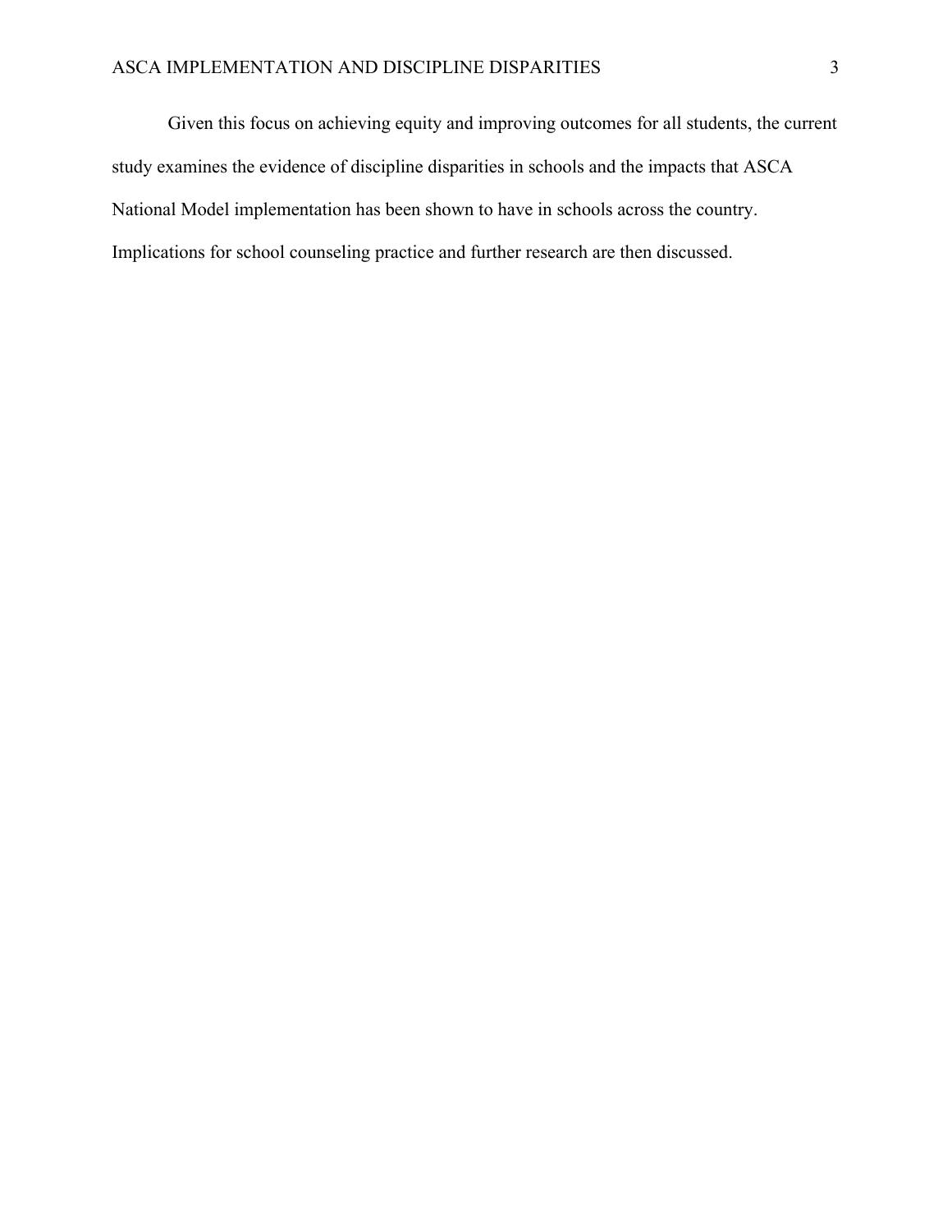Given this focus on achieving equity and improving outcomes for all students, the current study examines the evidence of discipline disparities in schools and the impacts that ASCA National Model implementation has been shown to have in schools across the country. Implications for school counseling practice and further research are then discussed.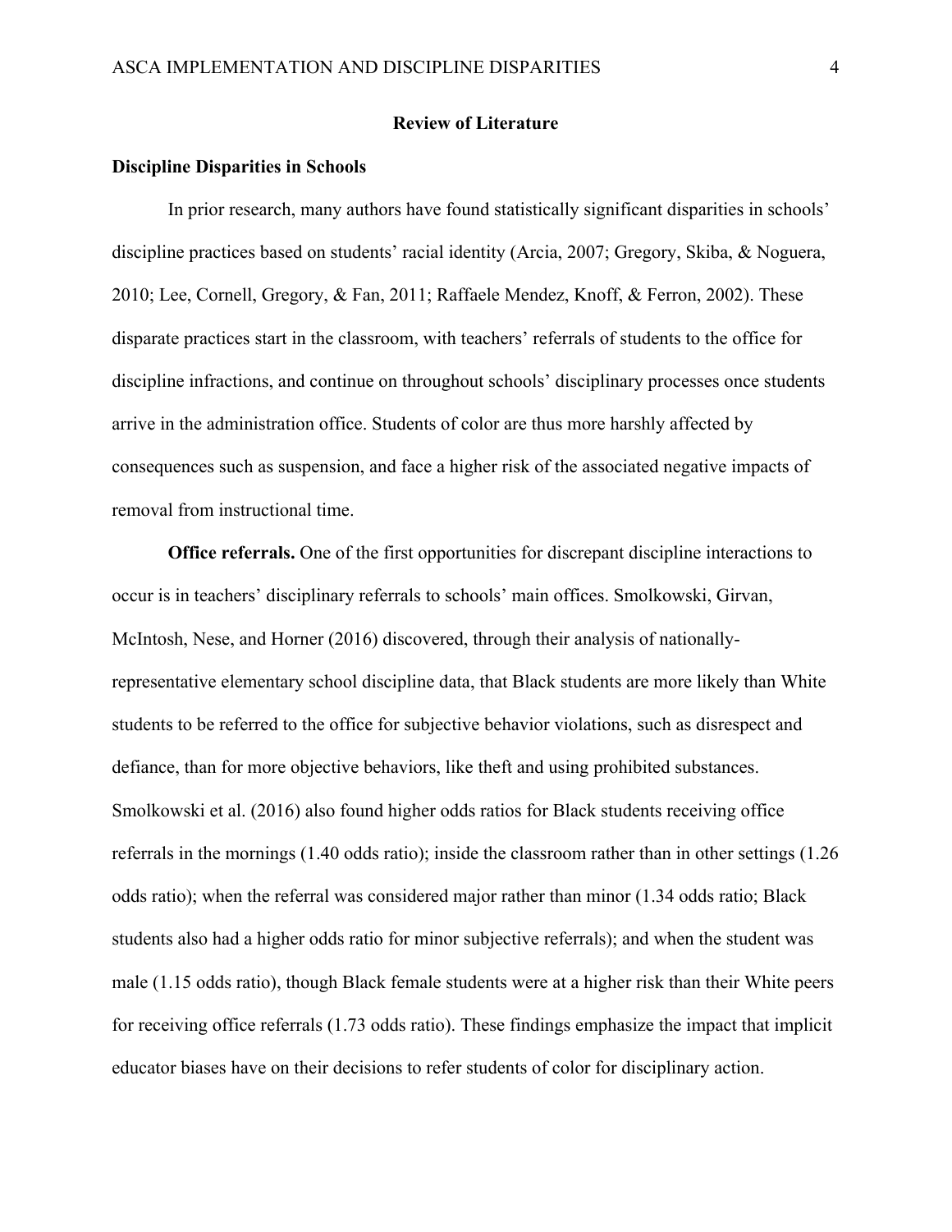## Review of Literature

### Discipline Disparities in Schools

In prior research, many authors have found statistically significant disparities in schools' discipline practices based on students' racial identity (Arcia, 2007; Gregory, Skiba, & Noguera, 2010; Lee, Cornell, Gregory, & Fan, 2011; Raffaele Mendez, Knoff, & Ferron, 2002). These disparate practices start in the classroom, with teachers' referrals of students to the office for discipline infractions, and continue on throughout schools' disciplinary processes once students arrive in the administration office. Students of color are thus more harshly affected by consequences such as suspension, and face a higher risk of the associated negative impacts of removal from instructional time.

**Office referrals.** One of the first opportunities for discrepant discipline interactions to occur is in teachers' disciplinary referrals to schools' main offices. Smolkowski, Girvan, McIntosh, Nese, and Horner (2016) discovered, through their analysis of nationally-representative elementary school discipline data, that Black students are more likely than White students to be referred to the office for subjective behavior violations, such as disrespect and defiance, than for more objective behaviors, like theft and using prohibited substances. Smolkowski et al. (2016) also found higher odds ratios for Black students receiving office referrals in the mornings (1.40 odds ratio); inside the classroom rather than in other settings (1.26 odds ratio); when the referral was considered major rather than minor (1.34 odds ratio; Black students also had a higher odds ratio for minor subjective referrals); and when the student was male (1.15 odds ratio), though Black female students were at a higher risk than their White peers for receiving office referrals (1.73 odds ratio). These findings emphasize the impact that implicit educator biases have on their decisions to refer students of color for disciplinary action.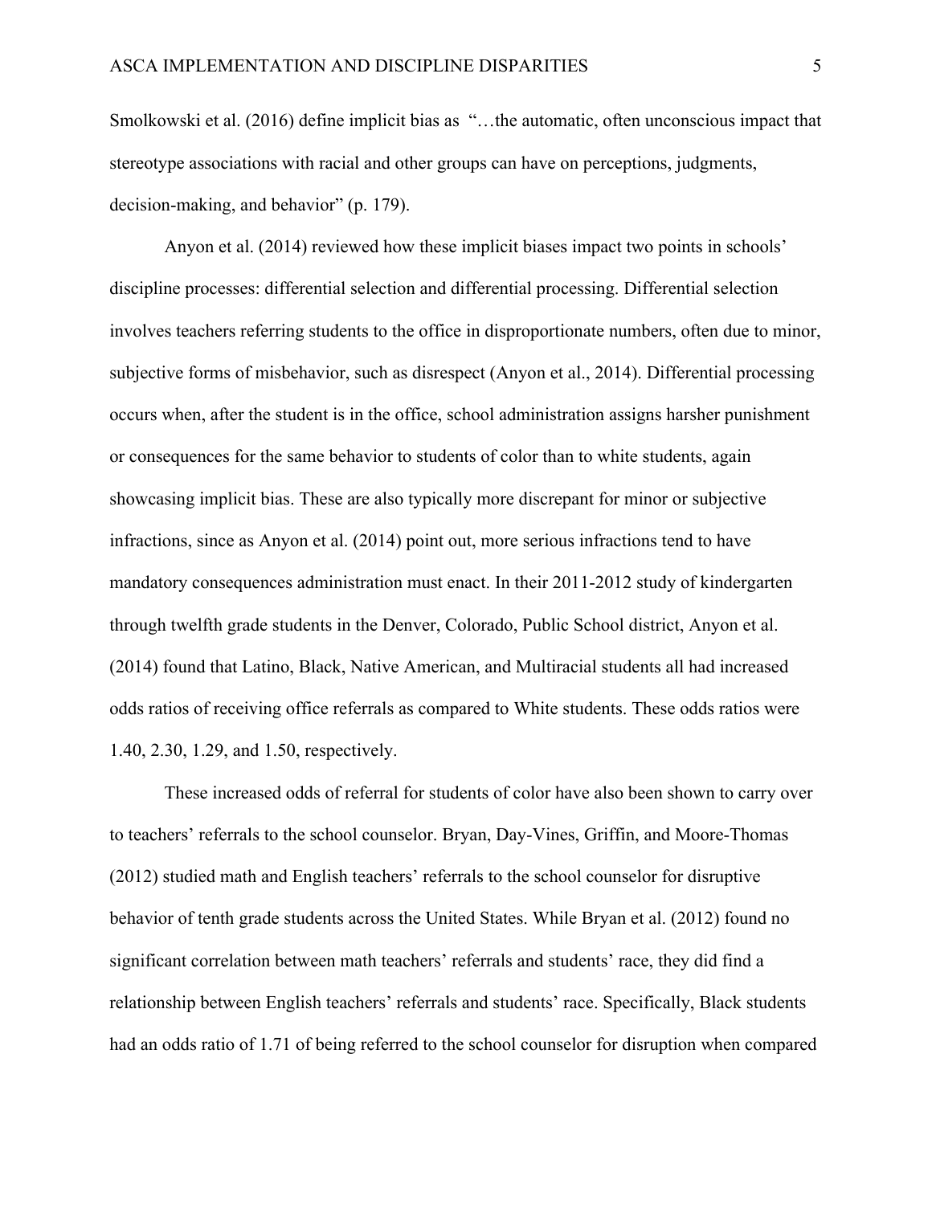Smolkowski et al. (2016) define implicit bias as "…the automatic, often unconscious impact that stereotype associations with racial and other groups can have on perceptions, judgments, decision-making, and behavior" (p. 179).

Anyon et al. (2014) reviewed how these implicit biases impact two points in schools' discipline processes: differential selection and differential processing. Differential selection involves teachers referring students to the office in disproportionate numbers, often due to minor, subjective forms of misbehavior, such as disrespect (Anyon et al., 2014). Differential processing occurs when, after the student is in the office, school administration assigns harsher punishment or consequences for the same behavior to students of color than to white students, again showcasing implicit bias. These are also typically more discrepant for minor or subjective infractions, since as Anyon et al. (2014) point out, more serious infractions tend to have mandatory consequences administration must enact. In their 2011-2012 study of kindergarten through twelfth grade students in the Denver, Colorado, Public School district, Anyon et al. (2014) found that Latino, Black, Native American, and Multiracial students all had increased odds ratios of receiving office referrals as compared to White students. These odds ratios were 1.40, 2.30, 1.29, and 1.50, respectively.

These increased odds of referral for students of color have also been shown to carry over to teachers' referrals to the school counselor. Bryan, Day-Vines, Griffin, and Moore-Thomas (2012) studied math and English teachers' referrals to the school counselor for disruptive behavior of tenth grade students across the United States. While Bryan et al. (2012) found no significant correlation between math teachers' referrals and students' race, they did find a relationship between English teachers' referrals and students' race. Specifically, Black students had an odds ratio of 1.71 of being referred to the school counselor for disruption when compared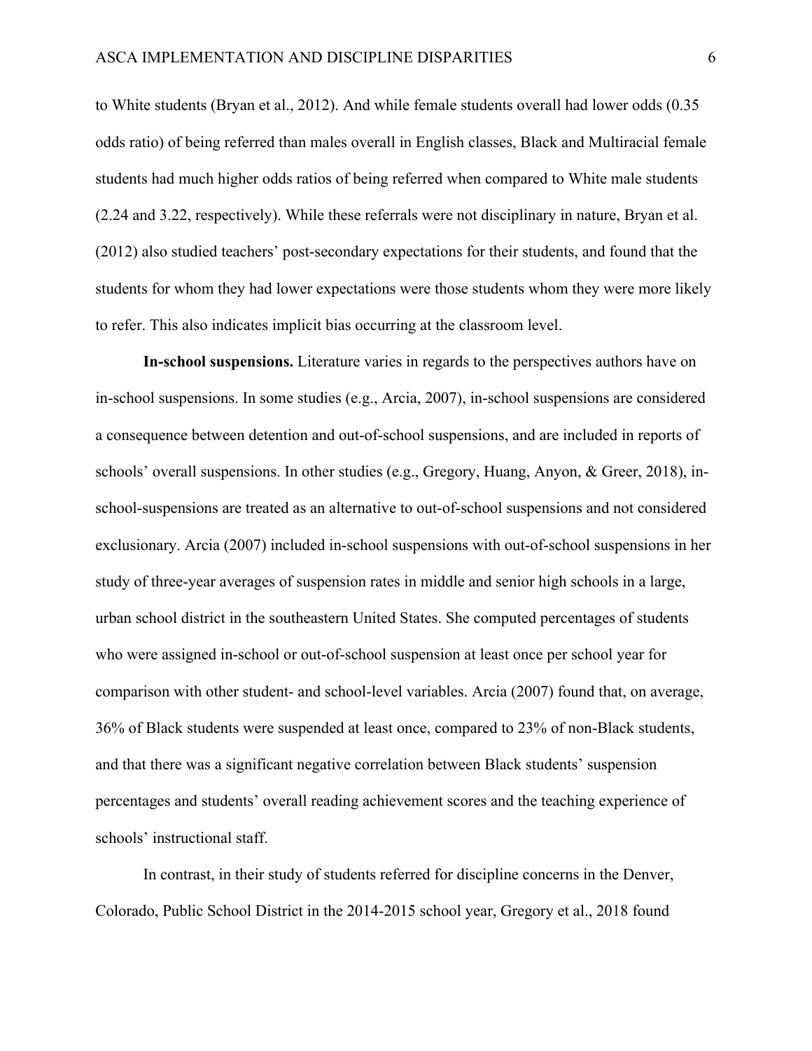to White students (Bryan et al., 2012). And while female students overall had lower odds (0.35 odds ratio) of being referred than males overall in English classes, Black and Multiracial female students had much higher odds ratios of being referred when compared to White male students (2.24 and 3.22, respectively). While these referrals were not disciplinary in nature, Bryan et al. (2012) also studied teachers' post-secondary expectations for their students, and found that the students for whom they had lower expectations were those students whom they were more likely to refer. This also indicates implicit bias occurring at the classroom level.

**In-school suspensions.** Literature varies in regards to the perspectives authors have on in-school suspensions. In some studies (e.g., Arcia, 2007), in-school suspensions are considered a consequence between detention and out-of-school suspensions, and are included in reports of schools' overall suspensions. In other studies (e.g., Gregory, Huang, Anyon, & Greer, 2018), in-school-suspensions are treated as an alternative to out-of-school suspensions and not considered exclusionary. Arcia (2007) included in-school suspensions with out-of-school suspensions in her study of three-year averages of suspension rates in middle and senior high schools in a large, urban school district in the southeastern United States. She computed percentages of students who were assigned in-school or out-of-school suspension at least once per school year for comparison with other student- and school-level variables. Arcia (2007) found that, on average, 36% of Black students were suspended at least once, compared to 23% of non-Black students, and that there was a significant negative correlation between Black students' suspension percentages and students' overall reading achievement scores and the teaching experience of schools' instructional staff.

In contrast, in their study of students referred for discipline concerns in the Denver, Colorado, Public School District in the 2014-2015 school year, Gregory et al., 2018 found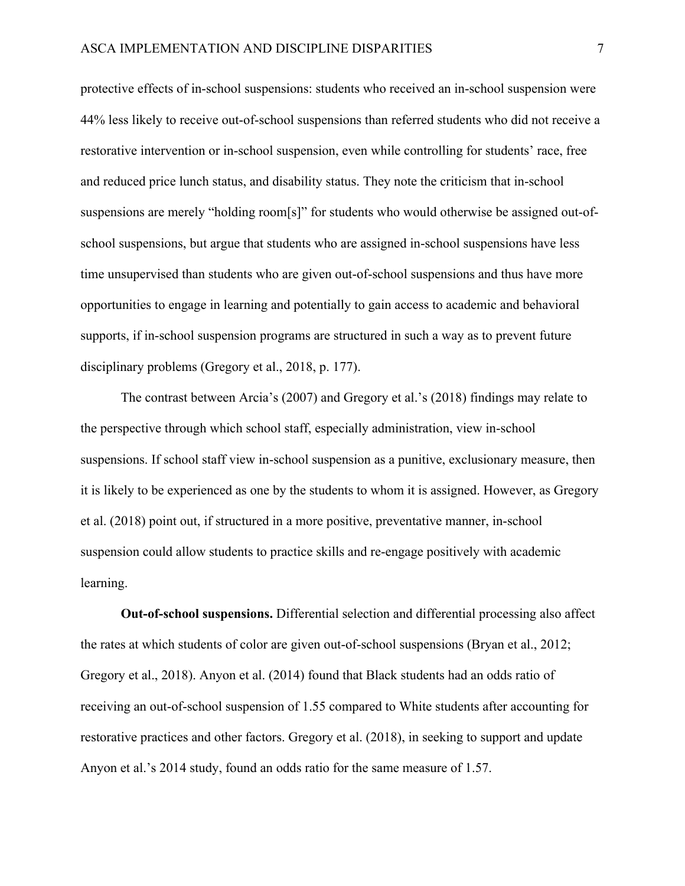protective effects of in-school suspensions: students who received an in-school suspension were 44% less likely to receive out-of-school suspensions than referred students who did not receive a restorative intervention or in-school suspension, even while controlling for students' race, free and reduced price lunch status, and disability status. They note the criticism that in-school suspensions are merely "holding room[s]" for students who would otherwise be assigned out-of-school suspensions, but argue that students who are assigned in-school suspensions have less time unsupervised than students who are given out-of-school suspensions and thus have more opportunities to engage in learning and potentially to gain access to academic and behavioral supports, if in-school suspension programs are structured in such a way as to prevent future disciplinary problems (Gregory et al., 2018, p. 177).

The contrast between Arcia's (2007) and Gregory et al.'s (2018) findings may relate to the perspective through which school staff, especially administration, view in-school suspensions. If school staff view in-school suspension as a punitive, exclusionary measure, then it is likely to be experienced as one by the students to whom it is assigned. However, as Gregory et al. (2018) point out, if structured in a more positive, preventative manner, in-school suspension could allow students to practice skills and re-engage positively with academic learning.

**Out-of-school suspensions.** Differential selection and differential processing also affect the rates at which students of color are given out-of-school suspensions (Bryan et al., 2012; Gregory et al., 2018). Anyon et al. (2014) found that Black students had an odds ratio of receiving an out-of-school suspension of 1.55 compared to White students after accounting for restorative practices and other factors. Gregory et al. (2018), in seeking to support and update Anyon et al.'s 2014 study, found an odds ratio for the same measure of 1.57.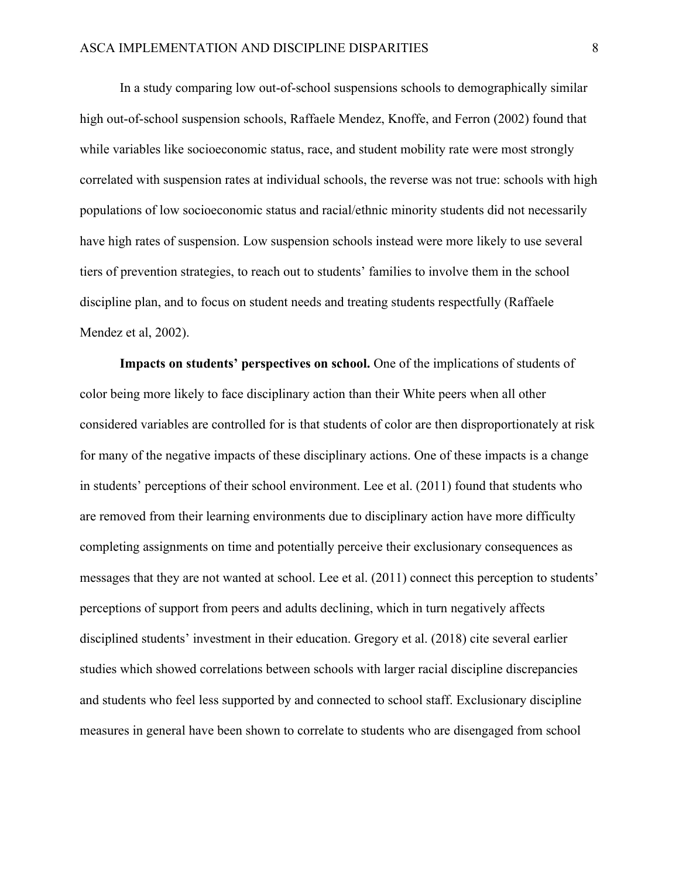In a study comparing low out-of-school suspensions schools to demographically similar high out-of-school suspension schools, Raffaele Mendez, Knoffe, and Ferron (2002) found that while variables like socioeconomic status, race, and student mobility rate were most strongly correlated with suspension rates at individual schools, the reverse was not true: schools with high populations of low socioeconomic status and racial/ethnic minority students did not necessarily have high rates of suspension. Low suspension schools instead were more likely to use several tiers of prevention strategies, to reach out to students' families to involve them in the school discipline plan, and to focus on student needs and treating students respectfully (Raffaele Mendez et al, 2002).

**Impacts on students' perspectives on school.** One of the implications of students of color being more likely to face disciplinary action than their White peers when all other considered variables are controlled for is that students of color are then disproportionately at risk for many of the negative impacts of these disciplinary actions. One of these impacts is a change in students' perceptions of their school environment. Lee et al. (2011) found that students who are removed from their learning environments due to disciplinary action have more difficulty completing assignments on time and potentially perceive their exclusionary consequences as messages that they are not wanted at school. Lee et al. (2011) connect this perception to students' perceptions of support from peers and adults declining, which in turn negatively affects disciplined students' investment in their education. Gregory et al. (2018) cite several earlier studies which showed correlations between schools with larger racial discipline discrepancies and students who feel less supported by and connected to school staff. Exclusionary discipline measures in general have been shown to correlate to students who are disengaged from school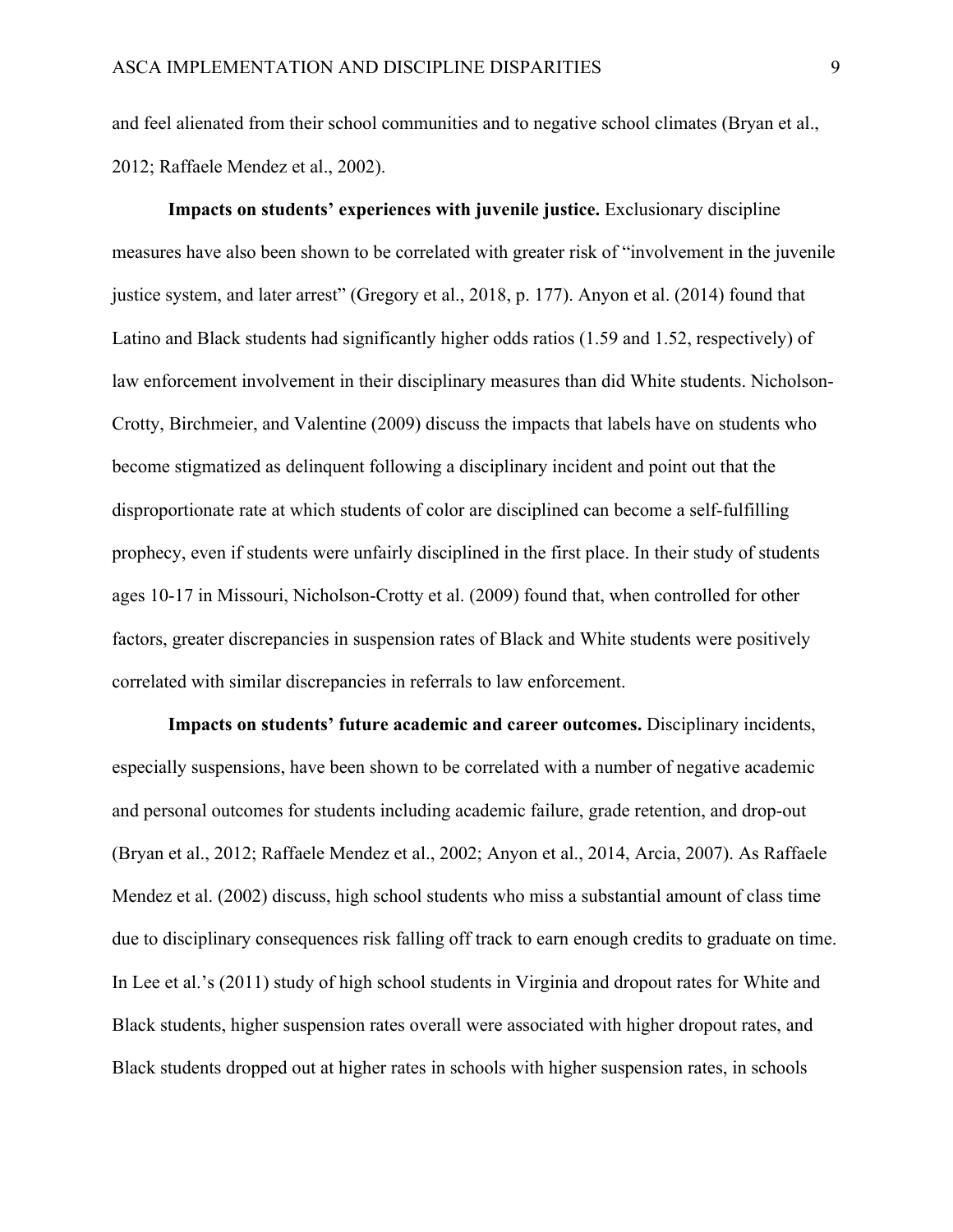and feel alienated from their school communities and to negative school climates (Bryan et al., 2012; Raffaele Mendez et al., 2002).

**Impacts on students' experiences with juvenile justice.** Exclusionary discipline measures have also been shown to be correlated with greater risk of "involvement in the juvenile justice system, and later arrest" (Gregory et al., 2018, p. 177). Anyon et al. (2014) found that Latino and Black students had significantly higher odds ratios (1.59 and 1.52, respectively) of law enforcement involvement in their disciplinary measures than did White students. Nicholson-Crotty, Birchmeier, and Valentine (2009) discuss the impacts that labels have on students who become stigmatized as delinquent following a disciplinary incident and point out that the disproportionate rate at which students of color are disciplined can become a self-fulfilling prophecy, even if students were unfairly disciplined in the first place. In their study of students ages 10-17 in Missouri, Nicholson-Crotty et al. (2009) found that, when controlled for other factors, greater discrepancies in suspension rates of Black and White students were positively correlated with similar discrepancies in referrals to law enforcement.

**Impacts on students' future academic and career outcomes.** Disciplinary incidents, especially suspensions, have been shown to be correlated with a number of negative academic and personal outcomes for students including academic failure, grade retention, and drop-out (Bryan et al., 2012; Raffaele Mendez et al., 2002; Anyon et al., 2014, Arcia, 2007). As Raffaele Mendez et al. (2002) discuss, high school students who miss a substantial amount of class time due to disciplinary consequences risk falling off track to earn enough credits to graduate on time. In Lee et al.'s (2011) study of high school students in Virginia and dropout rates for White and Black students, higher suspension rates overall were associated with higher dropout rates, and Black students dropped out at higher rates in schools with higher suspension rates, in schools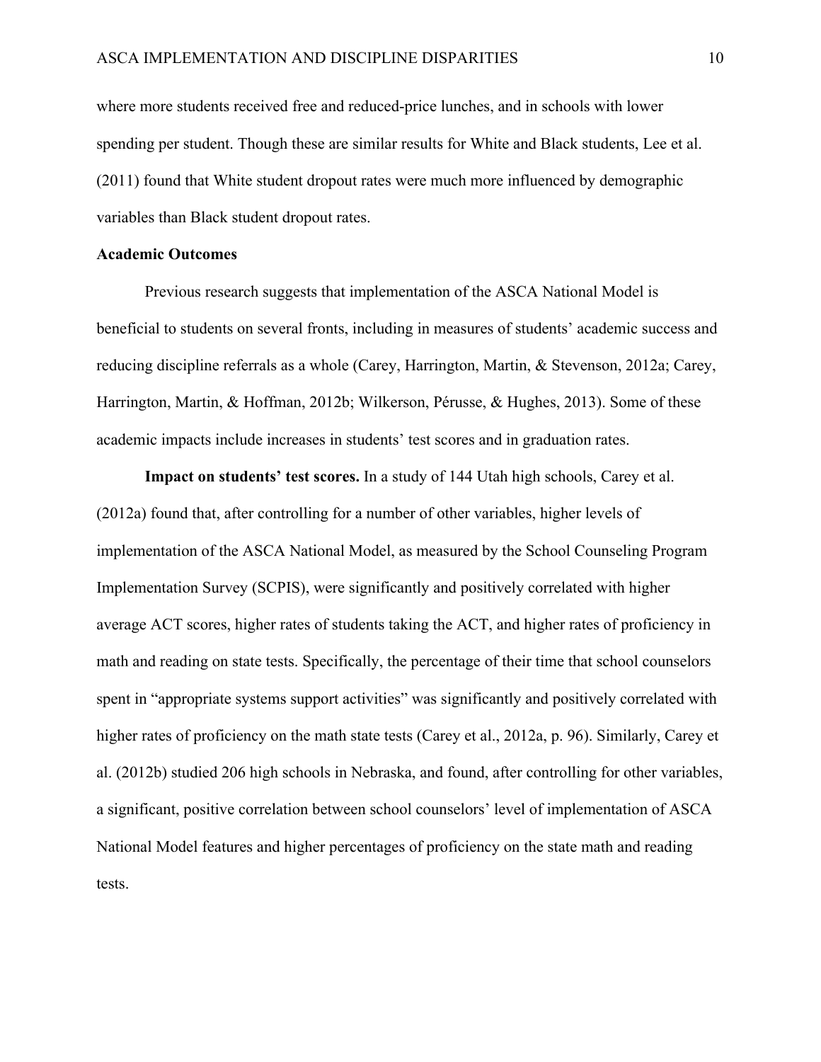where more students received free and reduced-price lunches, and in schools with lower spending per student. Though these are similar results for White and Black students, Lee et al. (2011) found that White student dropout rates were much more influenced by demographic variables than Black student dropout rates.

## Academic Outcomes

Previous research suggests that implementation of the ASCA National Model is beneficial to students on several fronts, including in measures of students' academic success and reducing discipline referrals as a whole (Carey, Harrington, Martin, & Stevenson, 2012a; Carey, Harrington, Martin, & Hoffman, 2012b; Wilkerson, Pérusse, & Hughes, 2013). Some of these academic impacts include increases in students' test scores and in graduation rates.

**Impact on students' test scores.** In a study of 144 Utah high schools, Carey et al. (2012a) found that, after controlling for a number of other variables, higher levels of implementation of the ASCA National Model, as measured by the School Counseling Program Implementation Survey (SCPIS), were significantly and positively correlated with higher average ACT scores, higher rates of students taking the ACT, and higher rates of proficiency in math and reading on state tests. Specifically, the percentage of their time that school counselors spent in "appropriate systems support activities" was significantly and positively correlated with higher rates of proficiency on the math state tests (Carey et al., 2012a, p. 96). Similarly, Carey et al. (2012b) studied 206 high schools in Nebraska, and found, after controlling for other variables, a significant, positive correlation between school counselors' level of implementation of ASCA National Model features and higher percentages of proficiency on the state math and reading tests.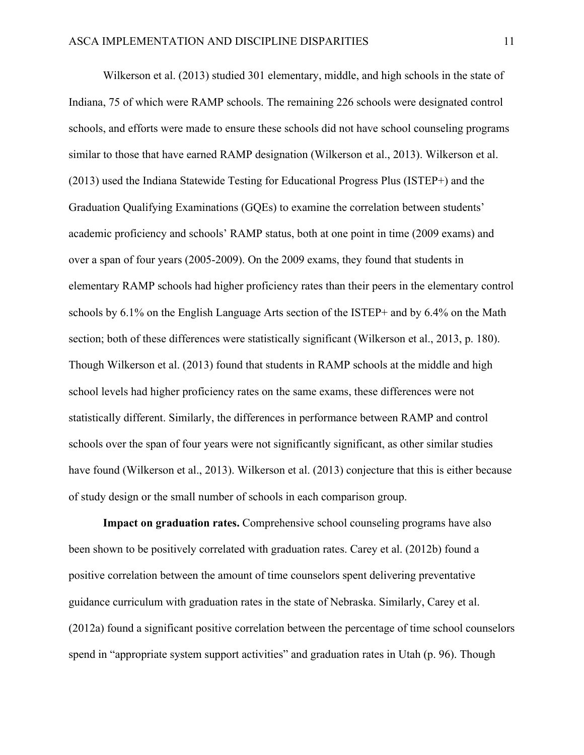Wilkerson et al. (2013) studied 301 elementary, middle, and high schools in the state of Indiana, 75 of which were RAMP schools. The remaining 226 schools were designated control schools, and efforts were made to ensure these schools did not have school counseling programs similar to those that have earned RAMP designation (Wilkerson et al., 2013). Wilkerson et al. (2013) used the Indiana Statewide Testing for Educational Progress Plus (ISTEP+) and the Graduation Qualifying Examinations (GQEs) to examine the correlation between students' academic proficiency and schools' RAMP status, both at one point in time (2009 exams) and over a span of four years (2005-2009). On the 2009 exams, they found that students in elementary RAMP schools had higher proficiency rates than their peers in the elementary control schools by 6.1% on the English Language Arts section of the ISTEP+ and by 6.4% on the Math section; both of these differences were statistically significant (Wilkerson et al., 2013, p. 180). Though Wilkerson et al. (2013) found that students in RAMP schools at the middle and high school levels had higher proficiency rates on the same exams, these differences were not statistically different. Similarly, the differences in performance between RAMP and control schools over the span of four years were not significantly significant, as other similar studies have found (Wilkerson et al., 2013). Wilkerson et al. (2013) conjecture that this is either because of study design or the small number of schools in each comparison group.

**Impact on graduation rates.** Comprehensive school counseling programs have also been shown to be positively correlated with graduation rates. Carey et al. (2012b) found a positive correlation between the amount of time counselors spent delivering preventative guidance curriculum with graduation rates in the state of Nebraska. Similarly, Carey et al. (2012a) found a significant positive correlation between the percentage of time school counselors spend in "appropriate system support activities" and graduation rates in Utah (p. 96). Though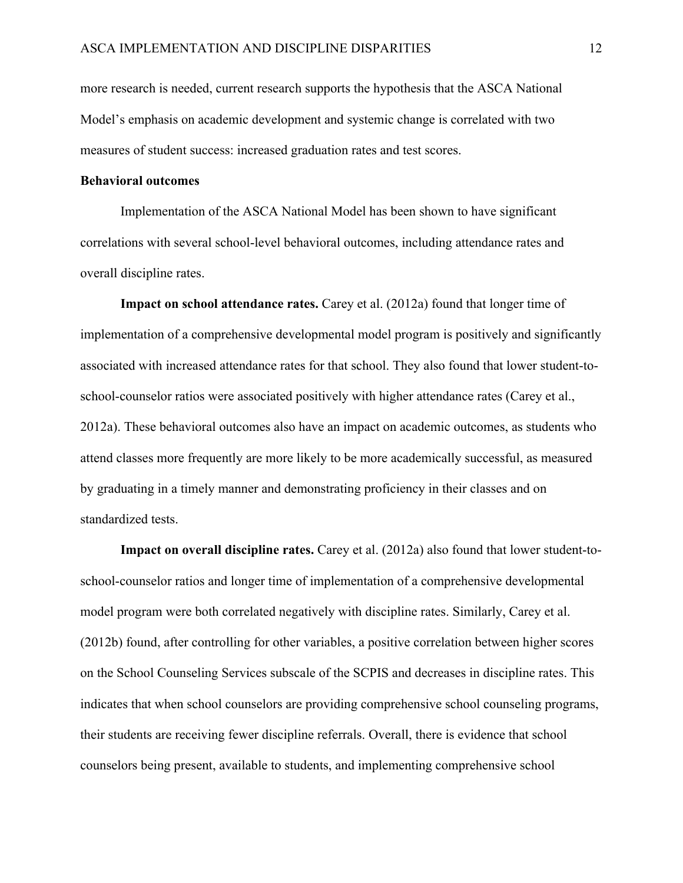more research is needed, current research supports the hypothesis that the ASCA National Model's emphasis on academic development and systemic change is correlated with two measures of student success: increased graduation rates and test scores.

### Behavioral outcomes

Implementation of the ASCA National Model has been shown to have significant correlations with several school-level behavioral outcomes, including attendance rates and overall discipline rates.

**Impact on school attendance rates.** Carey et al. (2012a) found that longer time of implementation of a comprehensive developmental model program is positively and significantly associated with increased attendance rates for that school. They also found that lower student-to-school-counselor ratios were associated positively with higher attendance rates (Carey et al., 2012a). These behavioral outcomes also have an impact on academic outcomes, as students who attend classes more frequently are more likely to be more academically successful, as measured by graduating in a timely manner and demonstrating proficiency in their classes and on standardized tests.

**Impact on overall discipline rates.** Carey et al. (2012a) also found that lower student-to-school-counselor ratios and longer time of implementation of a comprehensive developmental model program were both correlated negatively with discipline rates. Similarly, Carey et al. (2012b) found, after controlling for other variables, a positive correlation between higher scores on the School Counseling Services subscale of the SCPIS and decreases in discipline rates. This indicates that when school counselors are providing comprehensive school counseling programs, their students are receiving fewer discipline referrals. Overall, there is evidence that school counselors being present, available to students, and implementing comprehensive school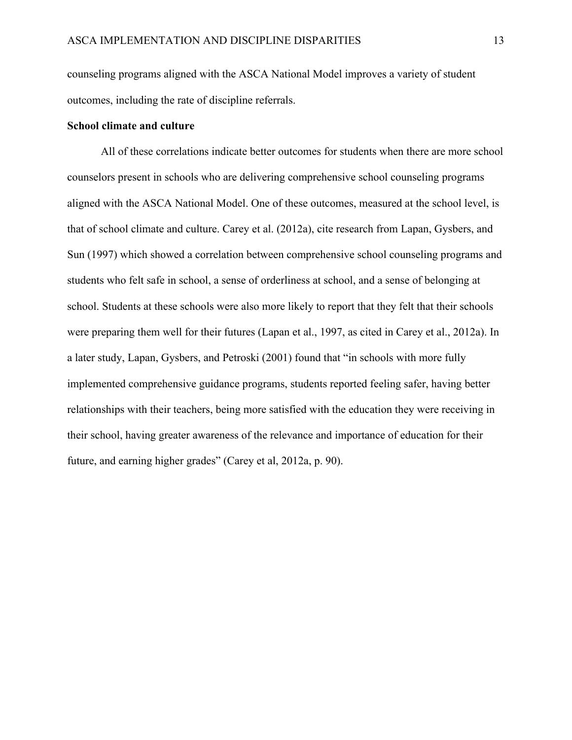counseling programs aligned with the ASCA National Model improves a variety of student outcomes, including the rate of discipline referrals.

**School climate and culture**

All of these correlations indicate better outcomes for students when there are more school counselors present in schools who are delivering comprehensive school counseling programs aligned with the ASCA National Model. One of these outcomes, measured at the school level, is that of school climate and culture. Carey et al. (2012a), cite research from Lapan, Gysbers, and Sun (1997) which showed a correlation between comprehensive school counseling programs and students who felt safe in school, a sense of orderliness at school, and a sense of belonging at school. Students at these schools were also more likely to report that they felt that their schools were preparing them well for their futures (Lapan et al., 1997, as cited in Carey et al., 2012a). In a later study, Lapan, Gysbers, and Petroski (2001) found that "in schools with more fully implemented comprehensive guidance programs, students reported feeling safer, having better relationships with their teachers, being more satisfied with the education they were receiving in their school, having greater awareness of the relevance and importance of education for their future, and earning higher grades" (Carey et al, 2012a, p. 90).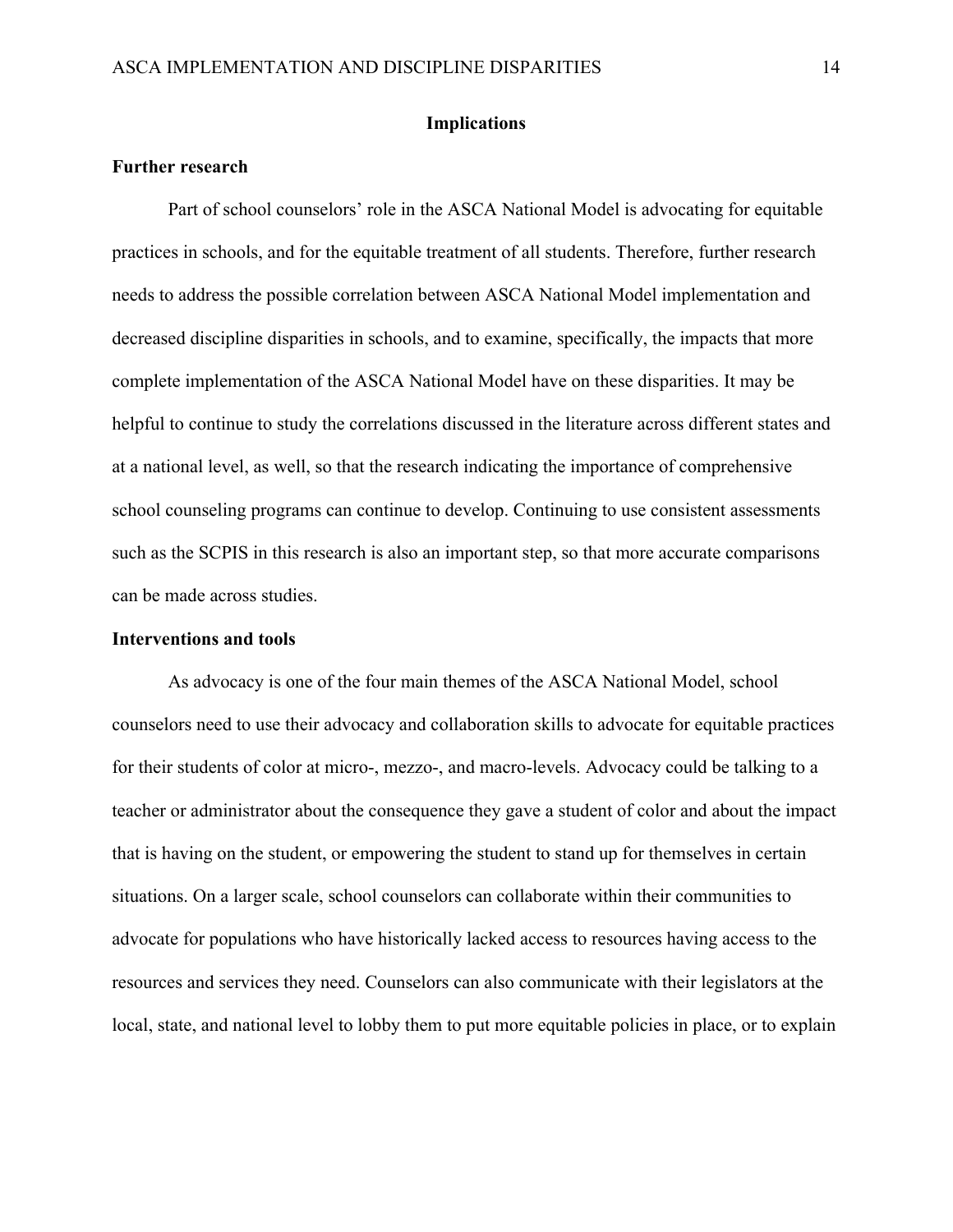## Implications

### Further research

Part of school counselors' role in the ASCA National Model is advocating for equitable practices in schools, and for the equitable treatment of all students. Therefore, further research needs to address the possible correlation between ASCA National Model implementation and decreased discipline disparities in schools, and to examine, specifically, the impacts that more complete implementation of the ASCA National Model have on these disparities. It may be helpful to continue to study the correlations discussed in the literature across different states and at a national level, as well, so that the research indicating the importance of comprehensive school counseling programs can continue to develop. Continuing to use consistent assessments such as the SCPIS in this research is also an important step, so that more accurate comparisons can be made across studies.

### Interventions and tools

As advocacy is one of the four main themes of the ASCA National Model, school counselors need to use their advocacy and collaboration skills to advocate for equitable practices for their students of color at micro-, mezzo-, and macro-levels. Advocacy could be talking to a teacher or administrator about the consequence they gave a student of color and about the impact that is having on the student, or empowering the student to stand up for themselves in certain situations. On a larger scale, school counselors can collaborate within their communities to advocate for populations who have historically lacked access to resources having access to the resources and services they need. Counselors can also communicate with their legislators at the local, state, and national level to lobby them to put more equitable policies in place, or to explain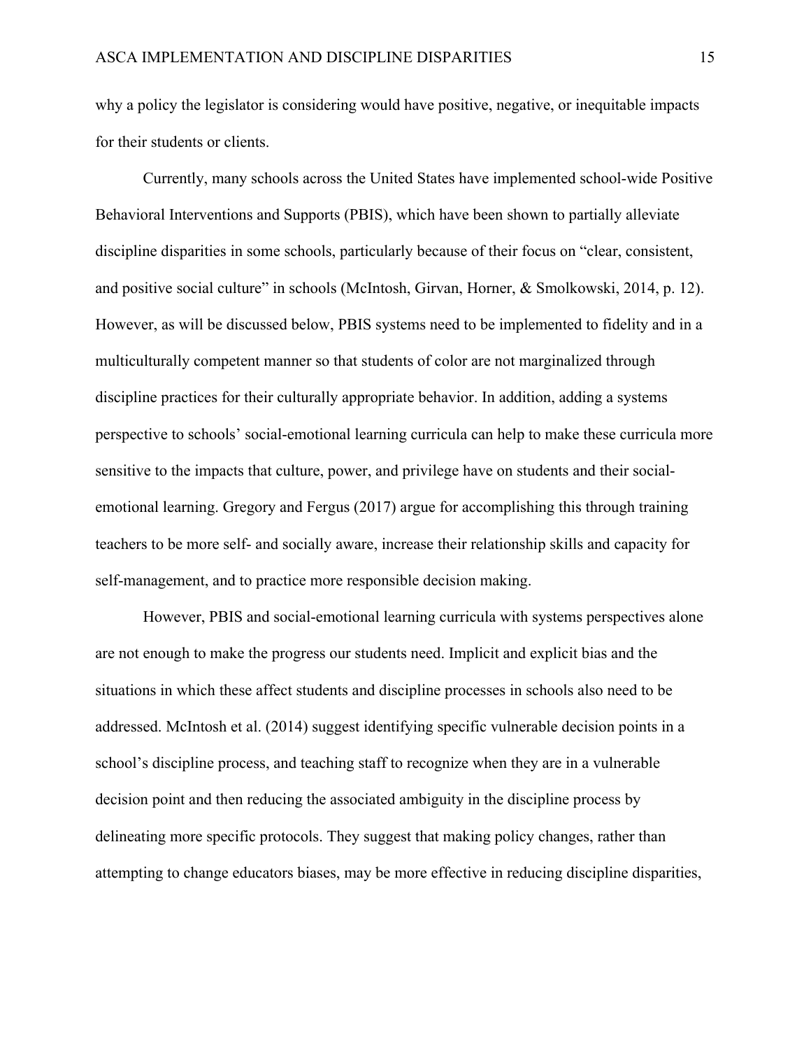why a policy the legislator is considering would have positive, negative, or inequitable impacts for their students or clients.

Currently, many schools across the United States have implemented school-wide Positive Behavioral Interventions and Supports (PBIS), which have been shown to partially alleviate discipline disparities in some schools, particularly because of their focus on "clear, consistent, and positive social culture" in schools (McIntosh, Girvan, Horner, & Smolkowski, 2014, p. 12). However, as will be discussed below, PBIS systems need to be implemented to fidelity and in a multiculturally competent manner so that students of color are not marginalized through discipline practices for their culturally appropriate behavior. In addition, adding a systems perspective to schools' social-emotional learning curricula can help to make these curricula more sensitive to the impacts that culture, power, and privilege have on students and their social-emotional learning. Gregory and Fergus (2017) argue for accomplishing this through training teachers to be more self- and socially aware, increase their relationship skills and capacity for self-management, and to practice more responsible decision making.

However, PBIS and social-emotional learning curricula with systems perspectives alone are not enough to make the progress our students need. Implicit and explicit bias and the situations in which these affect students and discipline processes in schools also need to be addressed. McIntosh et al. (2014) suggest identifying specific vulnerable decision points in a school's discipline process, and teaching staff to recognize when they are in a vulnerable decision point and then reducing the associated ambiguity in the discipline process by delineating more specific protocols. They suggest that making policy changes, rather than attempting to change educators biases, may be more effective in reducing discipline disparities,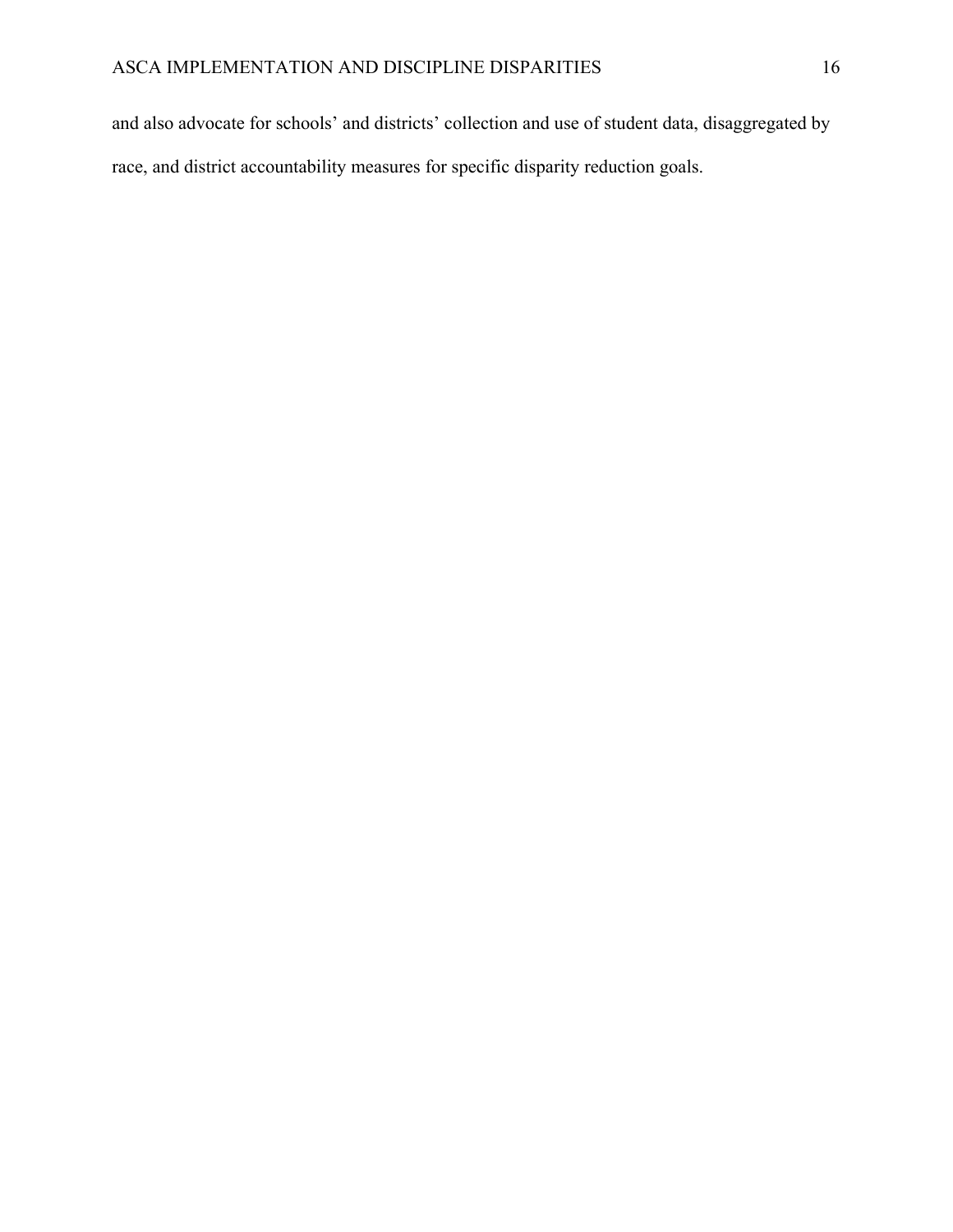and also advocate for schools' and districts' collection and use of student data, disaggregated by race, and district accountability measures for specific disparity reduction goals.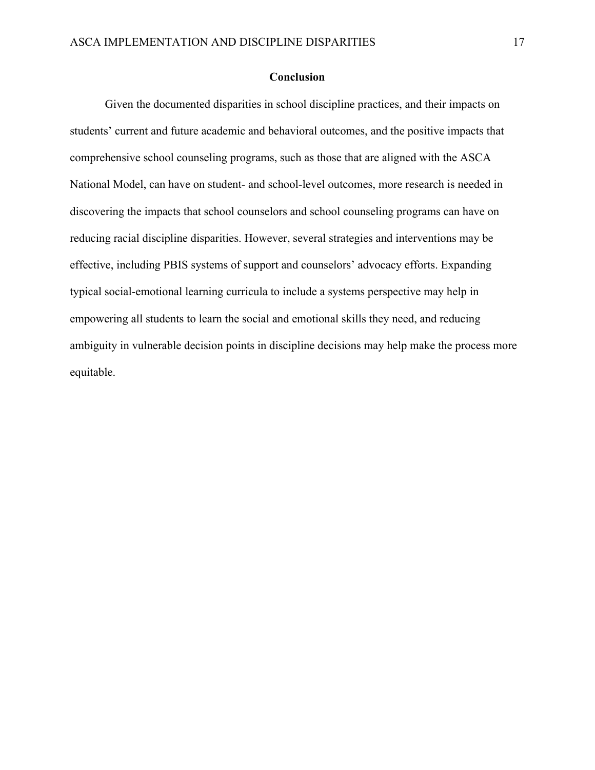## Conclusion

Given the documented disparities in school discipline practices, and their impacts on students' current and future academic and behavioral outcomes, and the positive impacts that comprehensive school counseling programs, such as those that are aligned with the ASCA National Model, can have on student- and school-level outcomes, more research is needed in discovering the impacts that school counselors and school counseling programs can have on reducing racial discipline disparities. However, several strategies and interventions may be effective, including PBIS systems of support and counselors' advocacy efforts. Expanding typical social-emotional learning curricula to include a systems perspective may help in empowering all students to learn the social and emotional skills they need, and reducing ambiguity in vulnerable decision points in discipline decisions may help make the process more equitable.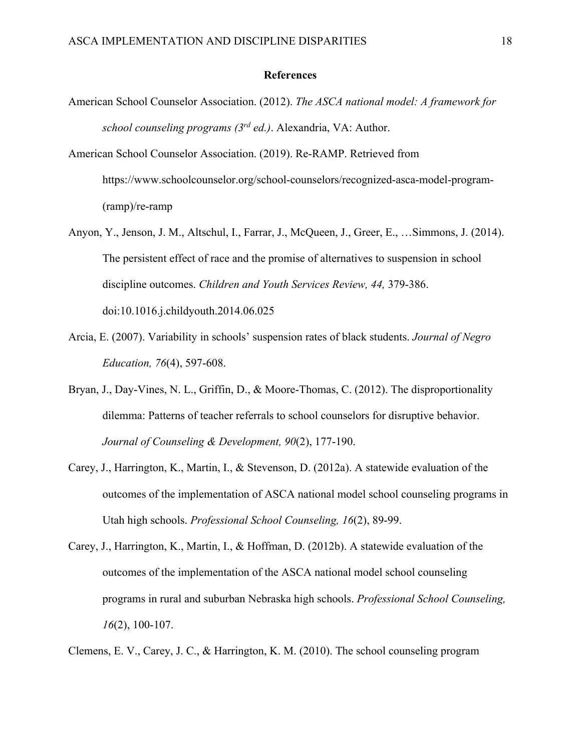# References

American School Counselor Association. (2012). *The ASCA national model: A framework for school counseling programs (3rd ed.)*. Alexandria, VA: Author.

American School Counselor Association. (2019). Re-RAMP. Retrieved from https://www.schoolcounselor.org/school-counselors/recognized-asca-model-program-(ramp)/re-ramp

Anyon, Y., Jenson, J. M., Altschul, I., Farrar, J., McQueen, J., Greer, E., …Simmons, J. (2014). The persistent effect of race and the promise of alternatives to suspension in school discipline outcomes. *Children and Youth Services Review, 44,* 379-386. doi:10.1016.j.childyouth.2014.06.025

Arcia, E. (2007). Variability in schools' suspension rates of black students. *Journal of Negro Education, 76*(4), 597-608.

Bryan, J., Day-Vines, N. L., Griffin, D., & Moore-Thomas, C. (2012). The disproportionality dilemma: Patterns of teacher referrals to school counselors for disruptive behavior. *Journal of Counseling & Development, 90*(2), 177-190.

Carey, J., Harrington, K., Martin, I., & Stevenson, D. (2012a). A statewide evaluation of the outcomes of the implementation of ASCA national model school counseling programs in Utah high schools. *Professional School Counseling, 16*(2), 89-99.

Carey, J., Harrington, K., Martin, I., & Hoffman, D. (2012b). A statewide evaluation of the outcomes of the implementation of the ASCA national model school counseling programs in rural and suburban Nebraska high schools. *Professional School Counseling, 16*(2), 100-107.

Clemens, E. V., Carey, J. C., & Harrington, K. M. (2010). The school counseling program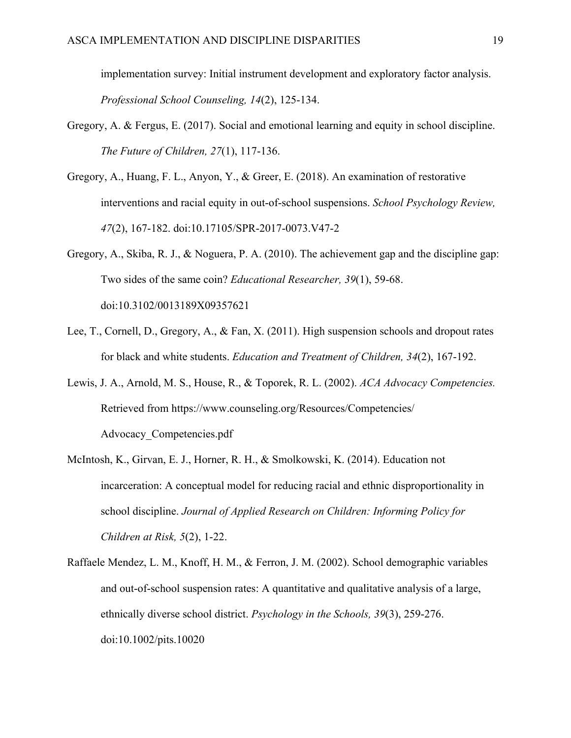implementation survey: Initial instrument development and exploratory factor analysis. *Professional School Counseling, 14*(2), 125-134.

Gregory, A. & Fergus, E. (2017). Social and emotional learning and equity in school discipline. *The Future of Children, 27*(1), 117-136.

Gregory, A., Huang, F. L., Anyon, Y., & Greer, E. (2018). An examination of restorative interventions and racial equity in out-of-school suspensions. *School Psychology Review, 47*(2), 167-182. doi:10.17105/SPR-2017-0073.V47-2

Gregory, A., Skiba, R. J., & Noguera, P. A. (2010). The achievement gap and the discipline gap: Two sides of the same coin? *Educational Researcher, 39*(1), 59-68. doi:10.3102/0013189X09357621

Lee, T., Cornell, D., Gregory, A., & Fan, X. (2011). High suspension schools and dropout rates for black and white students. *Education and Treatment of Children, 34*(2), 167-192.

Lewis, J. A., Arnold, M. S., House, R., & Toporek, R. L. (2002). *ACA Advocacy Competencies.* Retrieved from https://www.counseling.org/Resources/Competencies/Advocacy_Competencies.pdf

McIntosh, K., Girvan, E. J., Horner, R. H., & Smolkowski, K. (2014). Education not incarceration: A conceptual model for reducing racial and ethnic disproportionality in school discipline. *Journal of Applied Research on Children: Informing Policy for Children at Risk, 5*(2), 1-22.

Raffaele Mendez, L. M., Knoff, H. M., & Ferron, J. M. (2002). School demographic variables and out-of-school suspension rates: A quantitative and qualitative analysis of a large, ethnically diverse school district. *Psychology in the Schools, 39*(3), 259-276. doi:10.1002/pits.10020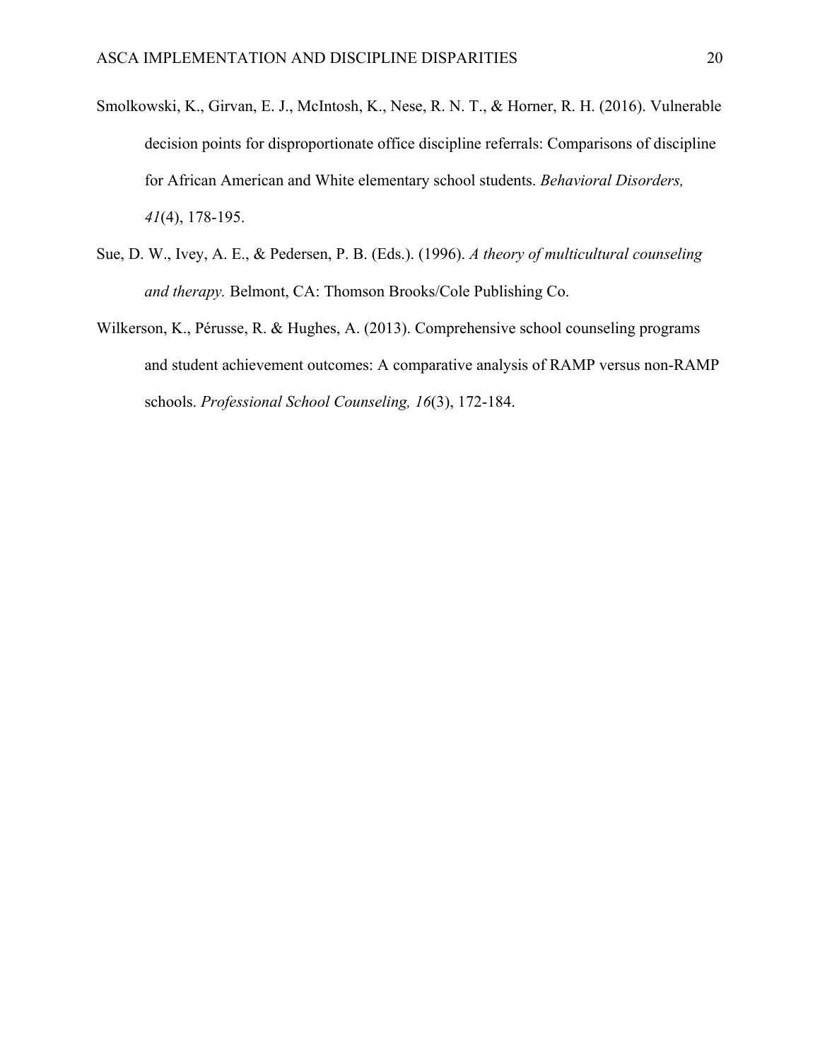Smolkowski, K., Girvan, E. J., McIntosh, K., Nese, R. N. T., & Horner, R. H. (2016). Vulnerable decision points for disproportionate office discipline referrals: Comparisons of discipline for African American and White elementary school students. *Behavioral Disorders, 41*(4), 178-195.

Sue, D. W., Ivey, A. E., & Pedersen, P. B. (Eds.). (1996). *A theory of multicultural counseling and therapy.* Belmont, CA: Thomson Brooks/Cole Publishing Co.

Wilkerson, K., Pérusse, R. & Hughes, A. (2013). Comprehensive school counseling programs and student achievement outcomes: A comparative analysis of RAMP versus non-RAMP schools. *Professional School Counseling, 16*(3), 172-184.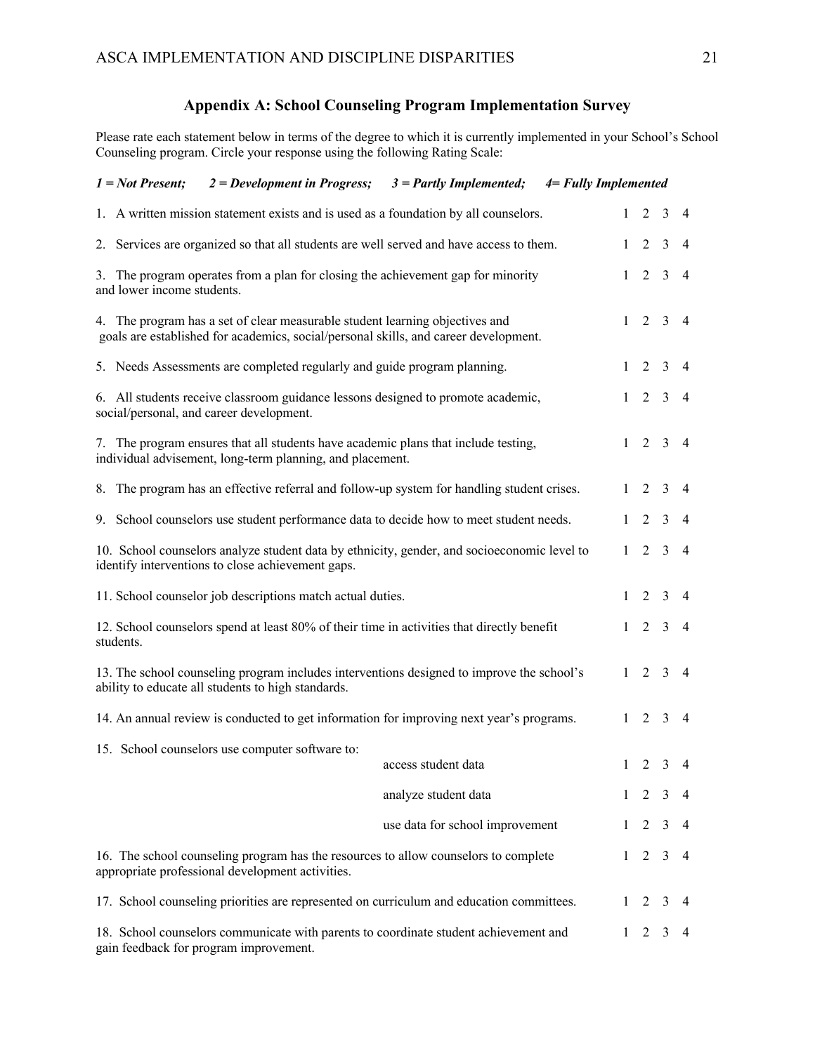## Appendix A: School Counseling Program Implementation Survey

Please rate each statement below in terms of the degree to which it is currently implemented in your School's School Counseling program. Circle your response using the following Rating Scale:

***1 = Not Present; 2 = Development in Progress; 3 = Partly Implemented; 4= Fully Implemented***

1. A written mission statement exists and is used as a foundation by all counselors. 1 2 3 4

2. Services are organized so that all students are well served and have access to them. 1 2 3 4

3. The program operates from a plan for closing the achievement gap for minority and lower income students. 1 2 3 4

4. The program has a set of clear measurable student learning objectives and goals are established for academics, social/personal skills, and career development. 1 2 3 4

5. Needs Assessments are completed regularly and guide program planning. 1 2 3 4

6. All students receive classroom guidance lessons designed to promote academic, social/personal, and career development. 1 2 3 4

7. The program ensures that all students have academic plans that include testing, individual advisement, long-term planning, and placement. 1 2 3 4

8. The program has an effective referral and follow-up system for handling student crises. 1 2 3 4

9. School counselors use student performance data to decide how to meet student needs. 1 2 3 4

10. School counselors analyze student data by ethnicity, gender, and socioeconomic level to identify interventions to close achievement gaps. 1 2 3 4

11. School counselor job descriptions match actual duties. 1 2 3 4

12. School counselors spend at least 80% of their time in activities that directly benefit students. 1 2 3 4

13. The school counseling program includes interventions designed to improve the school's ability to educate all students to high standards. 1 2 3 4

14. An annual review is conducted to get information for improving next year's programs. 1 2 3 4

15. School counselors use computer software to:
    - access student data 1 2 3 4
    - analyze student data 1 2 3 4
    - use data for school improvement 1 2 3 4

16. The school counseling program has the resources to allow counselors to complete appropriate professional development activities. 1 2 3 4

17. School counseling priorities are represented on curriculum and education committees. 1 2 3 4

18. School counselors communicate with parents to coordinate student achievement and gain feedback for program improvement. 1 2 3 4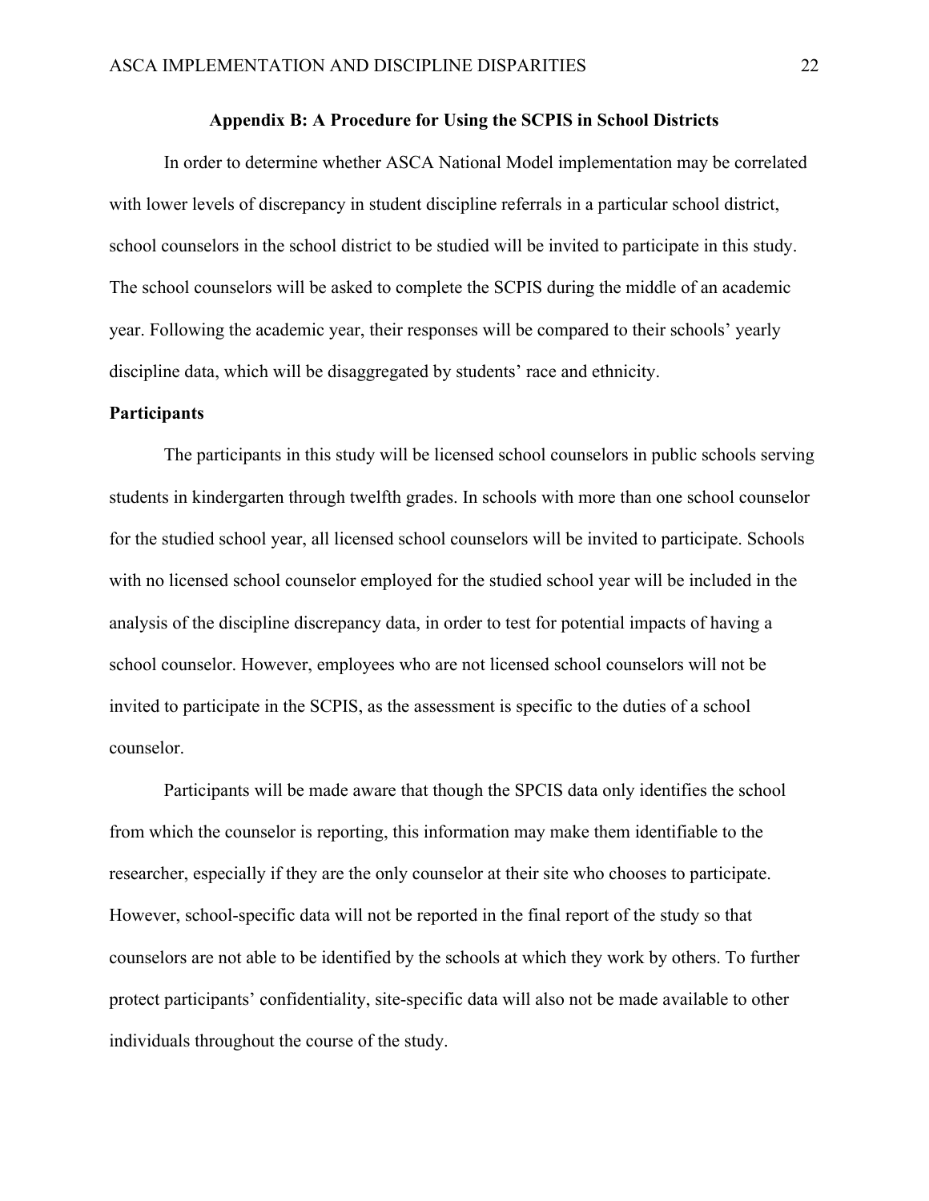## Appendix B: A Procedure for Using the SCPIS in School Districts

In order to determine whether ASCA National Model implementation may be correlated with lower levels of discrepancy in student discipline referrals in a particular school district, school counselors in the school district to be studied will be invited to participate in this study. The school counselors will be asked to complete the SCPIS during the middle of an academic year. Following the academic year, their responses will be compared to their schools' yearly discipline data, which will be disaggregated by students' race and ethnicity.

### Participants

The participants in this study will be licensed school counselors in public schools serving students in kindergarten through twelfth grades. In schools with more than one school counselor for the studied school year, all licensed school counselors will be invited to participate. Schools with no licensed school counselor employed for the studied school year will be included in the analysis of the discipline discrepancy data, in order to test for potential impacts of having a school counselor. However, employees who are not licensed school counselors will not be invited to participate in the SCPIS, as the assessment is specific to the duties of a school counselor.

Participants will be made aware that though the SPCIS data only identifies the school from which the counselor is reporting, this information may make them identifiable to the researcher, especially if they are the only counselor at their site who chooses to participate. However, school-specific data will not be reported in the final report of the study so that counselors are not able to be identified by the schools at which they work by others. To further protect participants' confidentiality, site-specific data will also not be made available to other individuals throughout the course of the study.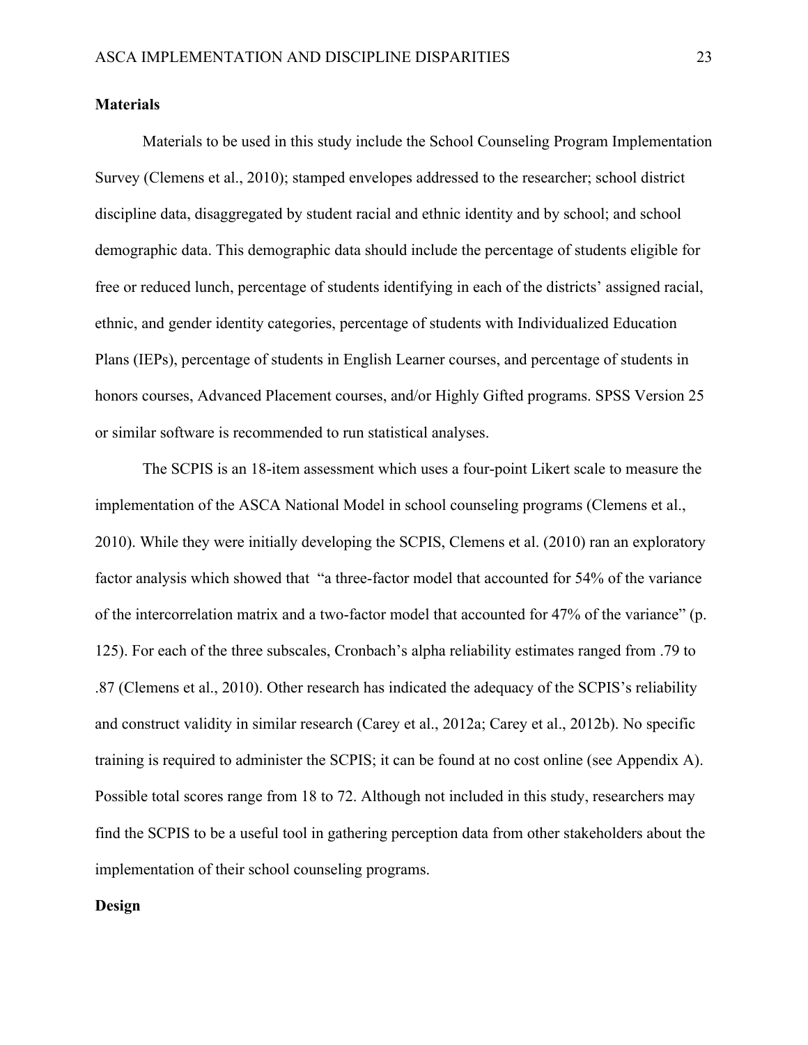## Materials

Materials to be used in this study include the School Counseling Program Implementation Survey (Clemens et al., 2010); stamped envelopes addressed to the researcher; school district discipline data, disaggregated by student racial and ethnic identity and by school; and school demographic data. This demographic data should include the percentage of students eligible for free or reduced lunch, percentage of students identifying in each of the districts' assigned racial, ethnic, and gender identity categories, percentage of students with Individualized Education Plans (IEPs), percentage of students in English Learner courses, and percentage of students in honors courses, Advanced Placement courses, and/or Highly Gifted programs. SPSS Version 25 or similar software is recommended to run statistical analyses.

The SCPIS is an 18-item assessment which uses a four-point Likert scale to measure the implementation of the ASCA National Model in school counseling programs (Clemens et al., 2010). While they were initially developing the SCPIS, Clemens et al. (2010) ran an exploratory factor analysis which showed that "a three-factor model that accounted for 54% of the variance of the intercorrelation matrix and a two-factor model that accounted for 47% of the variance" (p. 125). For each of the three subscales, Cronbach's alpha reliability estimates ranged from .79 to .87 (Clemens et al., 2010). Other research has indicated the adequacy of the SCPIS's reliability and construct validity in similar research (Carey et al., 2012a; Carey et al., 2012b). No specific training is required to administer the SCPIS; it can be found at no cost online (see Appendix A). Possible total scores range from 18 to 72. Although not included in this study, researchers may find the SCPIS to be a useful tool in gathering perception data from other stakeholders about the implementation of their school counseling programs.

## Design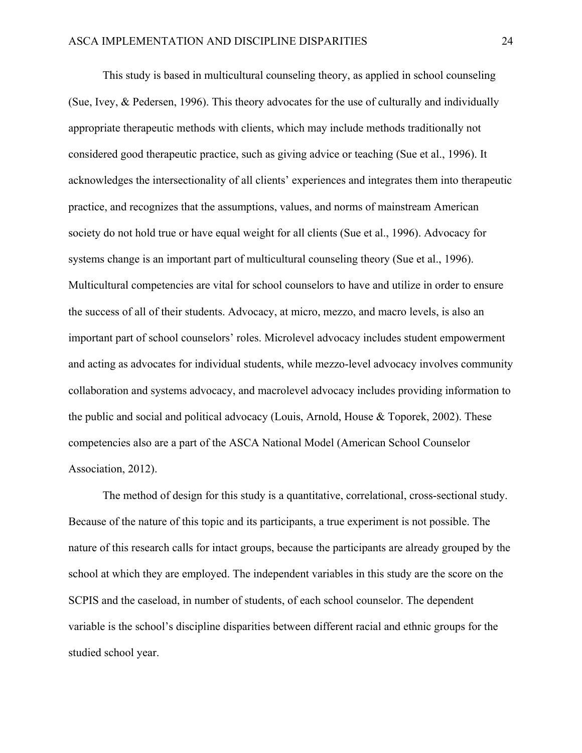This study is based in multicultural counseling theory, as applied in school counseling (Sue, Ivey, & Pedersen, 1996). This theory advocates for the use of culturally and individually appropriate therapeutic methods with clients, which may include methods traditionally not considered good therapeutic practice, such as giving advice or teaching (Sue et al., 1996). It acknowledges the intersectionality of all clients' experiences and integrates them into therapeutic practice, and recognizes that the assumptions, values, and norms of mainstream American society do not hold true or have equal weight for all clients (Sue et al., 1996). Advocacy for systems change is an important part of multicultural counseling theory (Sue et al., 1996). Multicultural competencies are vital for school counselors to have and utilize in order to ensure the success of all of their students. Advocacy, at micro, mezzo, and macro levels, is also an important part of school counselors' roles. Microlevel advocacy includes student empowerment and acting as advocates for individual students, while mezzo-level advocacy involves community collaboration and systems advocacy, and macrolevel advocacy includes providing information to the public and social and political advocacy (Louis, Arnold, House & Toporek, 2002). These competencies also are a part of the ASCA National Model (American School Counselor Association, 2012).

The method of design for this study is a quantitative, correlational, cross-sectional study. Because of the nature of this topic and its participants, a true experiment is not possible. The nature of this research calls for intact groups, because the participants are already grouped by the school at which they are employed. The independent variables in this study are the score on the SCPIS and the caseload, in number of students, of each school counselor. The dependent variable is the school's discipline disparities between different racial and ethnic groups for the studied school year.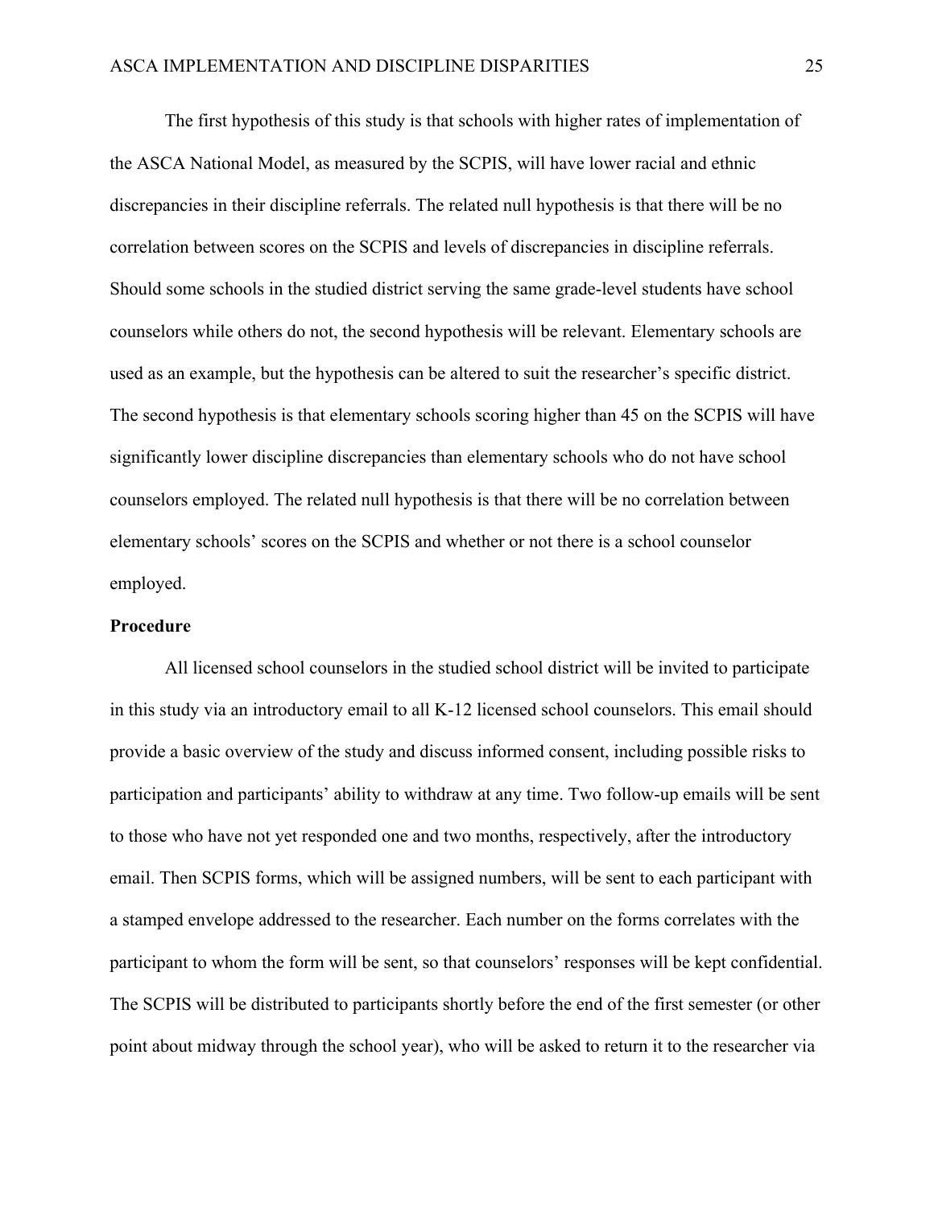The first hypothesis of this study is that schools with higher rates of implementation of the ASCA National Model, as measured by the SCPIS, will have lower racial and ethnic discrepancies in their discipline referrals. The related null hypothesis is that there will be no correlation between scores on the SCPIS and levels of discrepancies in discipline referrals. Should some schools in the studied district serving the same grade-level students have school counselors while others do not, the second hypothesis will be relevant. Elementary schools are used as an example, but the hypothesis can be altered to suit the researcher's specific district. The second hypothesis is that elementary schools scoring higher than 45 on the SCPIS will have significantly lower discipline discrepancies than elementary schools who do not have school counselors employed. The related null hypothesis is that there will be no correlation between elementary schools' scores on the SCPIS and whether or not there is a school counselor employed.

**Procedure**

All licensed school counselors in the studied school district will be invited to participate in this study via an introductory email to all K-12 licensed school counselors. This email should provide a basic overview of the study and discuss informed consent, including possible risks to participation and participants' ability to withdraw at any time. Two follow-up emails will be sent to those who have not yet responded one and two months, respectively, after the introductory email. Then SCPIS forms, which will be assigned numbers, will be sent to each participant with a stamped envelope addressed to the researcher. Each number on the forms correlates with the participant to whom the form will be sent, so that counselors' responses will be kept confidential. The SCPIS will be distributed to participants shortly before the end of the first semester (or other point about midway through the school year), who will be asked to return it to the researcher via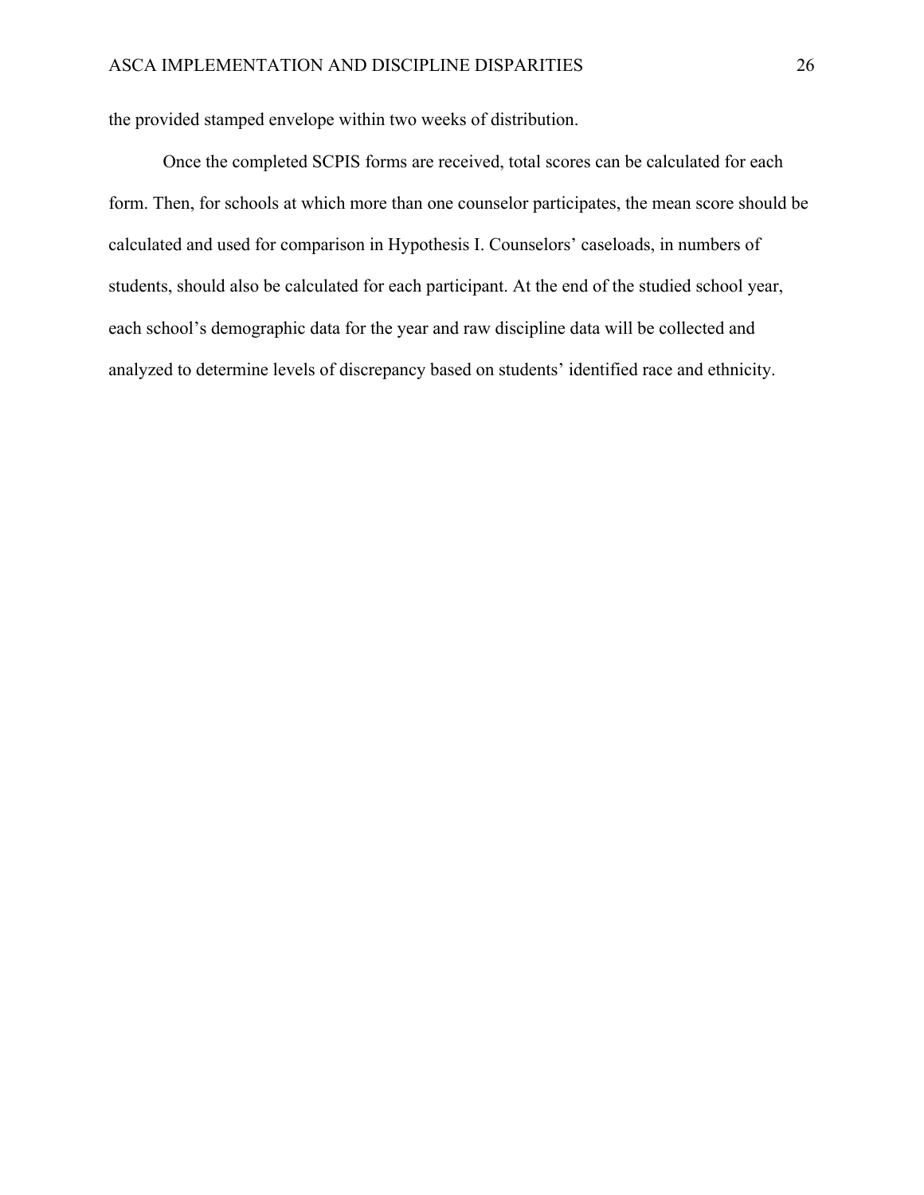the provided stamped envelope within two weeks of distribution.

Once the completed SCPIS forms are received, total scores can be calculated for each form. Then, for schools at which more than one counselor participates, the mean score should be calculated and used for comparison in Hypothesis I. Counselors' caseloads, in numbers of students, should also be calculated for each participant. At the end of the studied school year, each school's demographic data for the year and raw discipline data will be collected and analyzed to determine levels of discrepancy based on students' identified race and ethnicity.